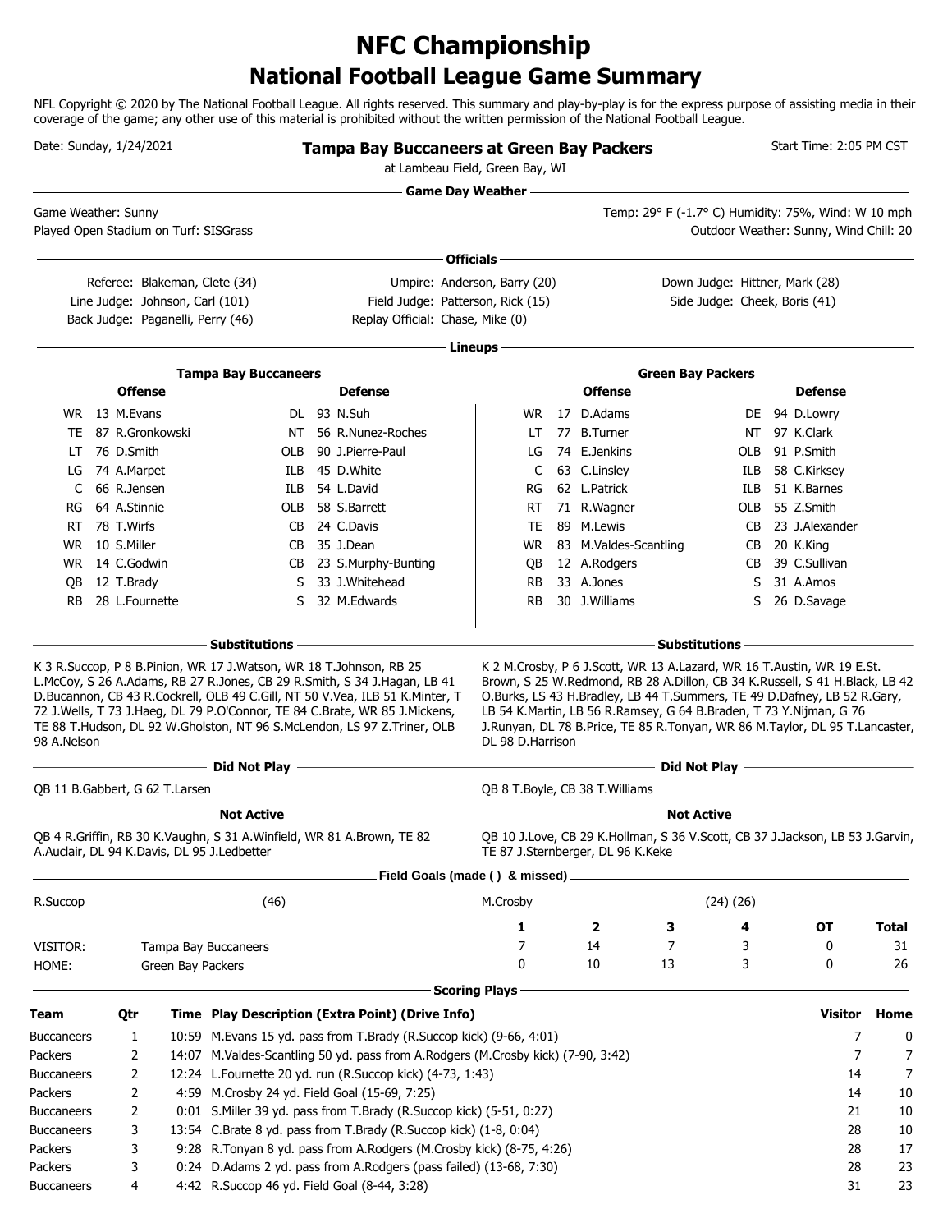# NFC Championship
# National Football League Game Summary

NFL Copyright © 2020 by The National Football League. All rights reserved. This summary and play-by-play is for the express purpose of assisting media in their coverage of the game; any other use of this material is prohibited without the written permission of the National Football League.

Date: Sunday, 1/24/2021

**Tampa Bay Buccaneers at Green Bay Packers**

at Lambeau Field, Green Bay, WI

Start Time: 2:05 PM CST

## Game Day Weather

Game Weather: Sunny

Played Open Stadium on Turf: SISGrass

Temp: 29° F (-1.7° C) Humidity: 75%, Wind: W 10 mph

Outdoor Weather: Sunny, Wind Chill: 20

## Officials

| | | |
|---|---|---|
| Referee: Blakeman, Clete (34) | Umpire: Anderson, Barry (20) | Down Judge: Hittner, Mark (28) |
| Line Judge: Johnson, Carl (101) | Field Judge: Patterson, Rick (15) | Side Judge: Cheek, Boris (41) |
| Back Judge: Paganelli, Perry (46) | Replay Official: Chase, Mike (0) | |

## Lineups

### Tampa Bay Buccaneers

| Offense | | | Defense | | |
|---|---|---|---|---|---|
| WR | 13 | M.Evans | DL | 93 | N.Suh |
| TE | 87 | R.Gronkowski | NT | 56 | R.Nunez-Roches |
| LT | 76 | D.Smith | OLB | 90 | J.Pierre-Paul |
| LG | 74 | A.Marpet | ILB | 45 | D.White |
| C | 66 | R.Jensen | ILB | 54 | L.David |
| RG | 64 | A.Stinnie | OLB | 58 | S.Barrett |
| RT | 78 | T.Wirfs | CB | 24 | C.Davis |
| WR | 10 | S.Miller | CB | 35 | J.Dean |
| WR | 14 | C.Godwin | CB | 23 | S.Murphy-Bunting |
| QB | 12 | T.Brady | S | 33 | J.Whitehead |
| RB | 28 | L.Fournette | S | 32 | M.Edwards |

### Green Bay Packers

| Offense | | | Defense | | |
|---|---|---|---|---|---|
| WR | 17 | D.Adams | DE | 94 | D.Lowry |
| LT | 77 | B.Turner | NT | 97 | K.Clark |
| LG | 74 | E.Jenkins | OLB | 91 | P.Smith |
| C | 63 | C.Linsley | ILB | 58 | C.Kirksey |
| RG | 62 | L.Patrick | ILB | 51 | K.Barnes |
| RT | 71 | R.Wagner | OLB | 55 | Z.Smith |
| TE | 89 | M.Lewis | CB | 23 | J.Alexander |
| WR | 83 | M.Valdes-Scantling | CB | 20 | K.King |
| QB | 12 | A.Rodgers | CB | 39 | C.Sullivan |
| RB | 33 | A.Jones | S | 31 | A.Amos |
| RB | 30 | J.Williams | S | 26 | D.Savage |

## Substitutions

**Tampa Bay Buccaneers:** K 3 R.Succop, P 8 B.Pinion, WR 17 J.Watson, WR 18 T.Johnson, RB 25 L.McCoy, S 26 A.Adams, RB 27 R.Jones, CB 29 R.Smith, S 34 J.Hagan, LB 41 D.Bucannon, CB 43 R.Cockrell, OLB 49 C.Gill, NT 50 V.Vea, ILB 51 K.Minter, T 72 J.Wells, T 73 J.Haeg, DL 79 P.O'Connor, TE 84 C.Brate, WR 85 J.Mickens, TE 88 T.Hudson, DL 92 W.Gholston, NT 96 S.McLendon, LS 97 Z.Triner, OLB 98 A.Nelson

**Green Bay Packers:** K 2 M.Crosby, P 6 J.Scott, WR 13 A.Lazard, WR 16 T.Austin, WR 19 E.St. Brown, S 25 W.Redmond, RB 28 A.Dillon, CB 34 K.Russell, S 41 H.Black, LB 42 O.Burks, LS 43 H.Bradley, LB 44 T.Summers, TE 49 D.Dafney, LB 52 R.Gary, LB 54 K.Martin, LB 56 R.Ramsey, G 64 B.Braden, T 73 Y.Nijman, G 76 J.Runyan, DL 78 B.Price, TE 85 R.Tonyan, WR 86 M.Taylor, DL 95 T.Lancaster, DL 98 D.Harrison

## Did Not Play

**Tampa Bay Buccaneers:** QB 11 B.Gabbert, G 62 T.Larsen

**Green Bay Packers:** QB 8 T.Boyle, CB 38 T.Williams

## Not Active

**Tampa Bay Buccaneers:** QB 4 R.Griffin, RB 30 K.Vaughn, S 31 A.Winfield, WR 81 A.Brown, TE 82 A.Auclair, DL 94 K.Davis, DL 95 J.Ledbetter

**Green Bay Packers:** QB 10 J.Love, CB 29 K.Hollman, S 36 V.Scott, CB 37 J.Jackson, LB 53 J.Garvin, TE 87 J.Sternberger, DL 96 K.Keke

## Field Goals (made ( ) & missed)

| | | | |
|---|---|---|---|
| R.Succop | (46) | M.Crosby | (24) (26) |

| | | 1 | 2 | 3 | 4 | OT | Total |
|---|---|---|---|---|---|---|---|
| VISITOR: | Tampa Bay Buccaneers | 7 | 14 | 7 | 3 | 0 | 31 |
| HOME: | Green Bay Packers | 0 | 10 | 13 | 3 | 0 | 26 |

## Scoring Plays

| Team | Qtr | Time | Play Description (Extra Point) (Drive Info) | Visitor | Home |
|---|---|---|---|---|---|
| Buccaneers | 1 | 10:59 | M.Evans 15 yd. pass from T.Brady (R.Succop kick) (9-66, 4:01) | 7 | 0 |
| Packers | 2 | 14:07 | M.Valdes-Scantling 50 yd. pass from A.Rodgers (M.Crosby kick) (7-90, 3:42) | 7 | 7 |
| Buccaneers | 2 | 12:24 | L.Fournette 20 yd. run (R.Succop kick) (4-73, 1:43) | 14 | 7 |
| Packers | 2 | 4:59 | M.Crosby 24 yd. Field Goal (15-69, 7:25) | 14 | 10 |
| Buccaneers | 2 | 0:01 | S.Miller 39 yd. pass from T.Brady (R.Succop kick) (5-51, 0:27) | 21 | 10 |
| Buccaneers | 3 | 13:54 | C.Brate 8 yd. pass from T.Brady (R.Succop kick) (1-8, 0:04) | 28 | 10 |
| Packers | 3 | 9:28 | R.Tonyan 8 yd. pass from A.Rodgers (M.Crosby kick) (8-75, 4:26) | 28 | 17 |
| Packers | 3 | 0:24 | D.Adams 2 yd. pass from A.Rodgers (pass failed) (13-68, 7:30) | 28 | 23 |
| Buccaneers | 4 | 4:42 | R.Succop 46 yd. Field Goal (8-44, 3:28) | 31 | 23 |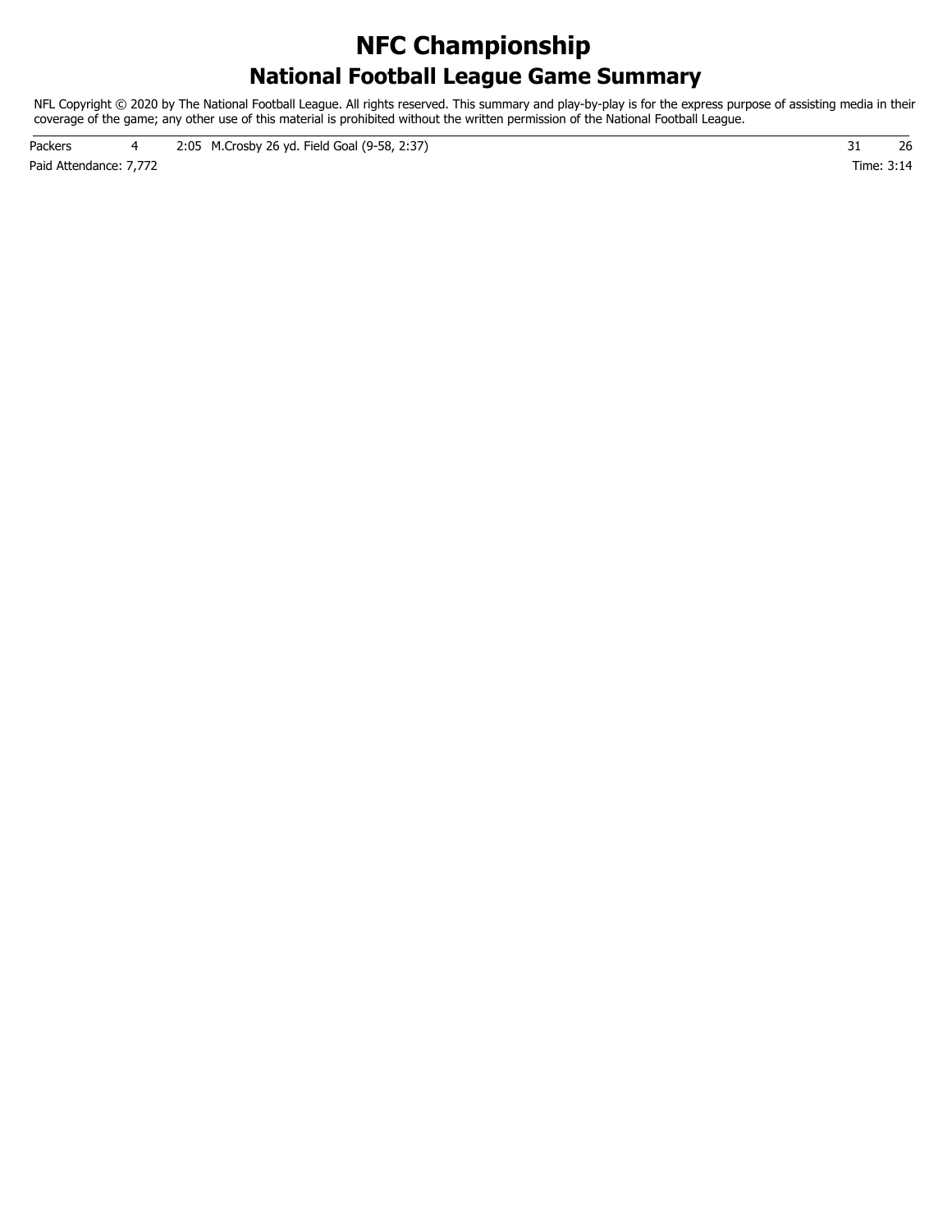# NFC Championship

## National Football League Game Summary

NFL Copyright © 2020 by The National Football League. All rights reserved. This summary and play-by-play is for the express purpose of assisting media in their coverage of the game; any other use of this material is prohibited without the written permission of the National Football League.

| | | | | |
|---|---|---|---|---|
| Packers | 4 | 2:05 M.Crosby 26 yd. Field Goal (9-58, 2:37) | 31 | 26 |

Paid Attendance: 7,772

Time: 3:14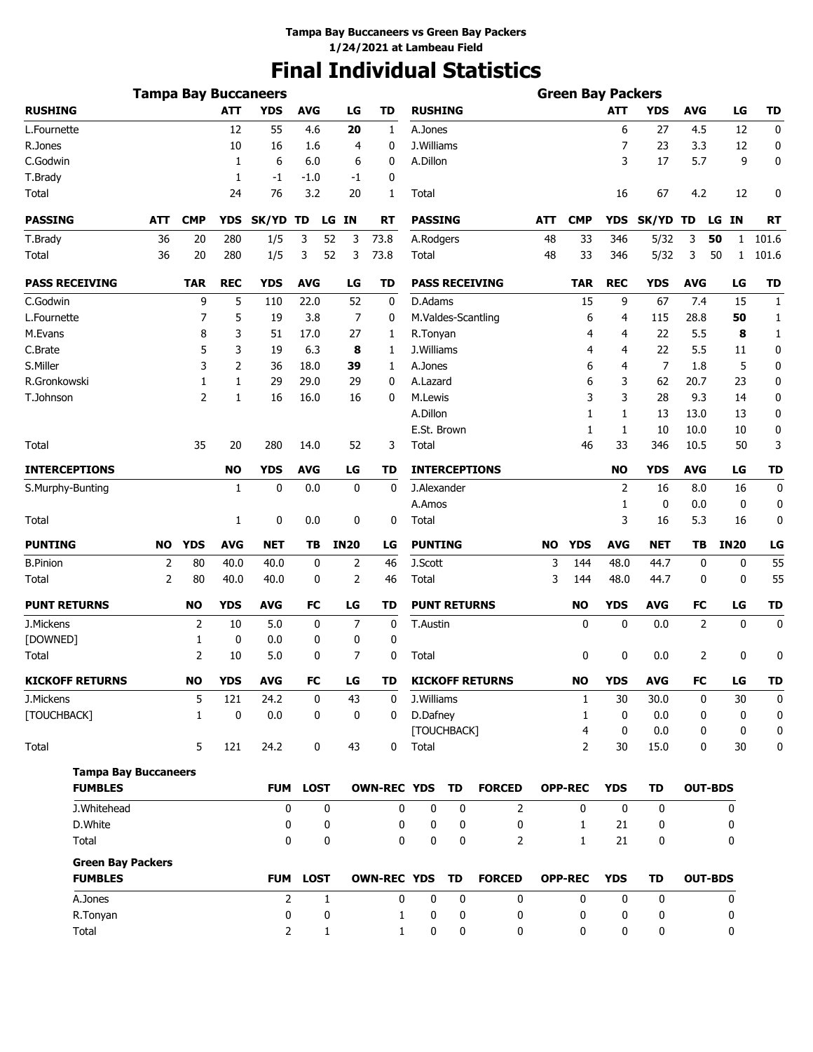**Tampa Bay Buccaneers vs Green Bay Packers**
**1/24/2021 at Lambeau Field**

# Final Individual Statistics

## Tampa Bay Buccaneers

| RUSHING | ATT | YDS | AVG | LG | TD |
|---|---|---|---|---|---|
| L.Fournette | 12 | 55 | 4.6 | **20** | 1 |
| R.Jones | 10 | 16 | 1.6 | 4 | 0 |
| C.Godwin | 1 | 6 | 6.0 | 6 | 0 |
| T.Brady | 1 | -1 | -1.0 | -1 | 0 |
| Total | 24 | 76 | 3.2 | 20 | 1 |

| PASSING | ATT | CMP | YDS | SK/YD | TD | LG | IN | RT |
|---|---|---|---|---|---|---|---|---|
| T.Brady | 36 | 20 | 280 | 1/5 | 3 | 52 | 3 | 73.8 |
| Total | 36 | 20 | 280 | 1/5 | 3 | 52 | 3 | 73.8 |

| PASS RECEIVING | TAR | REC | YDS | AVG | LG | TD |
|---|---|---|---|---|---|---|
| C.Godwin | 9 | 5 | 110 | 22.0 | 52 | 0 |
| L.Fournette | 7 | 5 | 19 | 3.8 | 7 | 0 |
| M.Evans | 8 | 3 | 51 | 17.0 | 27 | 1 |
| C.Brate | 5 | 3 | 19 | 6.3 | **8** | 1 |
| S.Miller | 3 | 2 | 36 | 18.0 | **39** | 1 |
| R.Gronkowski | 1 | 1 | 29 | 29.0 | 29 | 0 |
| T.Johnson | 2 | 1 | 16 | 16.0 | 16 | 0 |
| Total | 35 | 20 | 280 | 14.0 | 52 | 3 |

| INTERCEPTIONS | NO | YDS | AVG | LG | TD |
|---|---|---|---|---|---|
| S.Murphy-Bunting | 1 | 0 | 0.0 | 0 | 0 |
| Total | 1 | 0 | 0.0 | 0 | 0 |

| PUNTING | NO | YDS | AVG | NET | TB | IN20 | LG |
|---|---|---|---|---|---|---|---|
| B.Pinion | 2 | 80 | 40.0 | 40.0 | 0 | 2 | 46 |
| Total | 2 | 80 | 40.0 | 40.0 | 0 | 2 | 46 |

| PUNT RETURNS | NO | YDS | AVG | FC | LG | TD |
|---|---|---|---|---|---|---|
| J.Mickens | 2 | 10 | 5.0 | 0 | 7 | 0 |
| [DOWNED] | 1 | 0 | 0.0 | 0 | 0 | 0 |
| Total | 2 | 10 | 5.0 | 0 | 7 | 0 |

| KICKOFF RETURNS | NO | YDS | AVG | FC | LG | TD |
|---|---|---|---|---|---|---|
| J.Mickens | 5 | 121 | 24.2 | 0 | 43 | 0 |
| [TOUCHBACK] | 1 | 0 | 0.0 | 0 | 0 | 0 |
| Total | 5 | 121 | 24.2 | 0 | 43 | 0 |

## Green Bay Packers

| RUSHING | ATT | YDS | AVG | LG | TD |
|---|---|---|---|---|---|
| A.Jones | 6 | 27 | 4.5 | 12 | 0 |
| J.Williams | 7 | 23 | 3.3 | 12 | 0 |
| A.Dillon | 3 | 17 | 5.7 | 9 | 0 |
| Total | 16 | 67 | 4.2 | 12 | 0 |

| PASSING | ATT | CMP | YDS | SK/YD | TD | LG | IN | RT |
|---|---|---|---|---|---|---|---|---|
| A.Rodgers | 48 | 33 | 346 | 5/32 | 3 | **50** | 1 | 101.6 |
| Total | 48 | 33 | 346 | 5/32 | 3 | 50 | 1 | 101.6 |

| PASS RECEIVING | TAR | REC | YDS | AVG | LG | TD |
|---|---|---|---|---|---|---|
| D.Adams | 15 | 9 | 67 | 7.4 | 15 | 1 |
| M.Valdes-Scantling | 6 | 4 | 115 | 28.8 | **50** | 1 |
| R.Tonyan | 4 | 4 | 22 | 5.5 | **8** | 1 |
| J.Williams | 4 | 4 | 22 | 5.5 | 11 | 0 |
| A.Jones | 6 | 4 | 7 | 1.8 | 5 | 0 |
| A.Lazard | 6 | 3 | 62 | 20.7 | 23 | 0 |
| M.Lewis | 3 | 3 | 28 | 9.3 | 14 | 0 |
| A.Dillon | 1 | 1 | 13 | 13.0 | 13 | 0 |
| E.St. Brown | 1 | 1 | 10 | 10.0 | 10 | 0 |
| Total | 46 | 33 | 346 | 10.5 | 50 | 3 |

| INTERCEPTIONS | NO | YDS | AVG | LG | TD |
|---|---|---|---|---|---|
| J.Alexander | 2 | 16 | 8.0 | 16 | 0 |
| A.Amos | 1 | 0 | 0.0 | 0 | 0 |
| Total | 3 | 16 | 5.3 | 16 | 0 |

| PUNTING | NO | YDS | AVG | NET | TB | IN20 | LG |
|---|---|---|---|---|---|---|---|
| J.Scott | 3 | 144 | 48.0 | 44.7 | 0 | 0 | 55 |
| Total | 3 | 144 | 48.0 | 44.7 | 0 | 0 | 55 |

| PUNT RETURNS | NO | YDS | AVG | FC | LG | TD |
|---|---|---|---|---|---|---|
| T.Austin | 0 | 0 | 0.0 | 2 | 0 | 0 |
| Total | 0 | 0 | 0.0 | 2 | 0 | 0 |

| KICKOFF RETURNS | NO | YDS | AVG | FC | LG | TD |
|---|---|---|---|---|---|---|
| J.Williams | 1 | 30 | 30.0 | 0 | 30 | 0 |
| D.Dafney | 1 | 0 | 0.0 | 0 | 0 | 0 |
| [TOUCHBACK] | 4 | 0 | 0.0 | 0 | 0 | 0 |
| Total | 2 | 30 | 15.0 | 0 | 30 | 0 |

## Tampa Bay Buccaneers

| FUMBLES | FUM | LOST | OWN-REC | YDS | TD | FORCED | OPP-REC | YDS | TD | OUT-BDS |
|---|---|---|---|---|---|---|---|---|---|---|
| J.Whitehead | 0 | 0 | 0 | 0 | 0 | 2 | 0 | 0 | 0 | 0 |
| D.White | 0 | 0 | 0 | 0 | 0 | 0 | 1 | 21 | 0 | 0 |
| Total | 0 | 0 | 0 | 0 | 0 | 2 | 1 | 21 | 0 | 0 |

## Green Bay Packers

| FUMBLES | FUM | LOST | OWN-REC | YDS | TD | FORCED | OPP-REC | YDS | TD | OUT-BDS |
|---|---|---|---|---|---|---|---|---|---|---|
| A.Jones | 2 | 1 | 0 | 0 | 0 | 0 | 0 | 0 | 0 | 0 |
| R.Tonyan | 0 | 0 | 1 | 0 | 0 | 0 | 0 | 0 | 0 | 0 |
| Total | 2 | 1 | 1 | 0 | 0 | 0 | 0 | 0 | 0 | 0 |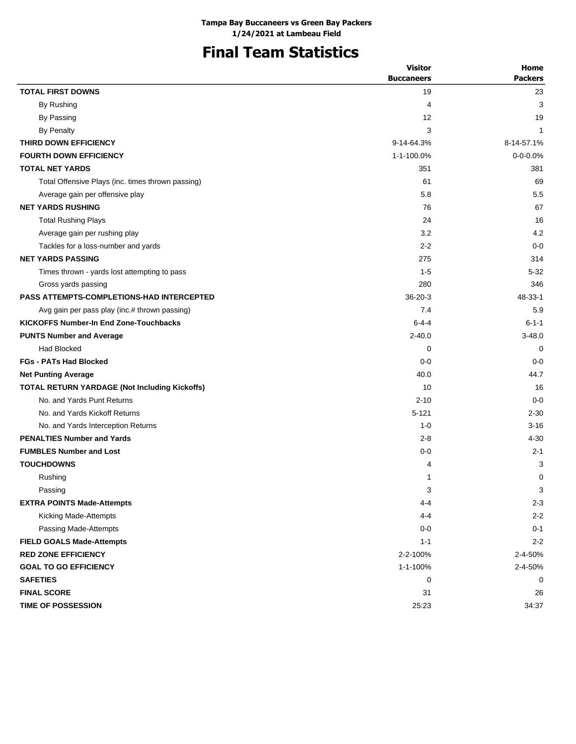**Tampa Bay Buccaneers vs Green Bay Packers**
**1/24/2021 at Lambeau Field**

# Final Team Statistics

| | Visitor<br>Buccaneers | Home<br>Packers |
|---|---|---|
| **TOTAL FIRST DOWNS** | 19 | 23 |
| By Rushing | 4 | 3 |
| By Passing | 12 | 19 |
| By Penalty | 3 | 1 |
| **THIRD DOWN EFFICIENCY** | 9-14-64.3% | 8-14-57.1% |
| **FOURTH DOWN EFFICIENCY** | 1-1-100.0% | 0-0-0.0% |
| **TOTAL NET YARDS** | 351 | 381 |
| Total Offensive Plays (inc. times thrown passing) | 61 | 69 |
| Average gain per offensive play | 5.8 | 5.5 |
| **NET YARDS RUSHING** | 76 | 67 |
| Total Rushing Plays | 24 | 16 |
| Average gain per rushing play | 3.2 | 4.2 |
| Tackles for a loss-number and yards | 2-2 | 0-0 |
| **NET YARDS PASSING** | 275 | 314 |
| Times thrown - yards lost attempting to pass | 1-5 | 5-32 |
| Gross yards passing | 280 | 346 |
| **PASS ATTEMPTS-COMPLETIONS-HAD INTERCEPTED** | 36-20-3 | 48-33-1 |
| Avg gain per pass play (inc.# thrown passing) | 7.4 | 5.9 |
| **KICKOFFS Number-In End Zone-Touchbacks** | 6-4-4 | 6-1-1 |
| **PUNTS Number and Average** | 2-40.0 | 3-48.0 |
| Had Blocked | 0 | 0 |
| **FGs - PATs Had Blocked** | 0-0 | 0-0 |
| **Net Punting Average** | 40.0 | 44.7 |
| **TOTAL RETURN YARDAGE (Not Including Kickoffs)** | 10 | 16 |
| No. and Yards Punt Returns | 2-10 | 0-0 |
| No. and Yards Kickoff Returns | 5-121 | 2-30 |
| No. and Yards Interception Returns | 1-0 | 3-16 |
| **PENALTIES Number and Yards** | 2-8 | 4-30 |
| **FUMBLES Number and Lost** | 0-0 | 2-1 |
| **TOUCHDOWNS** | 4 | 3 |
| Rushing | 1 | 0 |
| Passing | 3 | 3 |
| **EXTRA POINTS Made-Attempts** | 4-4 | 2-3 |
| Kicking Made-Attempts | 4-4 | 2-2 |
| Passing Made-Attempts | 0-0 | 0-1 |
| **FIELD GOALS Made-Attempts** | 1-1 | 2-2 |
| **RED ZONE EFFICIENCY** | 2-2-100% | 2-4-50% |
| **GOAL TO GO EFFICIENCY** | 1-1-100% | 2-4-50% |
| **SAFETIES** | 0 | 0 |
| **FINAL SCORE** | 31 | 26 |
| **TIME OF POSSESSION** | 25:23 | 34:37 |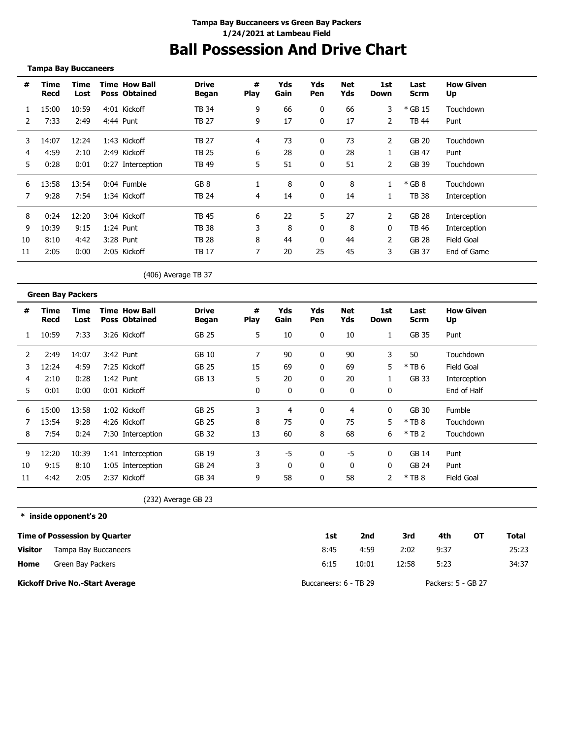**Tampa Bay Buccaneers vs Green Bay Packers**
**1/24/2021 at Lambeau Field**

# Ball Possession And Drive Chart

**Tampa Bay Buccaneers**

| # | Time Recd | Time Lost | Time Poss | How Ball Obtained | Drive Began | # Play | Yds Gain | Yds Pen | Net Yds | 1st Down | Last Scrm | How Given Up |
|---|---|---|---|---|---|---|---|---|---|---|---|---|
| 1 | 15:00 | 10:59 | 4:01 | Kickoff | TB 34 | 9 | 66 | 0 | 66 | 3 | * GB 15 | Touchdown |
| 2 | 7:33 | 2:49 | 4:44 | Punt | TB 27 | 9 | 17 | 0 | 17 | 2 | TB 44 | Punt |
| 3 | 14:07 | 12:24 | 1:43 | Kickoff | TB 27 | 4 | 73 | 0 | 73 | 2 | GB 20 | Touchdown |
| 4 | 4:59 | 2:10 | 2:49 | Kickoff | TB 25 | 6 | 28 | 0 | 28 | 1 | GB 47 | Punt |
| 5 | 0:28 | 0:01 | 0:27 | Interception | TB 49 | 5 | 51 | 0 | 51 | 2 | GB 39 | Touchdown |
| 6 | 13:58 | 13:54 | 0:04 | Fumble | GB 8 | 1 | 8 | 0 | 8 | 1 | * GB 8 | Touchdown |
| 7 | 9:28 | 7:54 | 1:34 | Kickoff | TB 24 | 4 | 14 | 0 | 14 | 1 | TB 38 | Interception |
| 8 | 0:24 | 12:20 | 3:04 | Kickoff | TB 45 | 6 | 22 | 5 | 27 | 2 | GB 28 | Interception |
| 9 | 10:39 | 9:15 | 1:24 | Punt | TB 38 | 3 | 8 | 0 | 8 | 0 | TB 46 | Interception |
| 10 | 8:10 | 4:42 | 3:28 | Punt | TB 28 | 8 | 44 | 0 | 44 | 2 | GB 28 | Field Goal |
| 11 | 2:05 | 0:00 | 2:05 | Kickoff | TB 17 | 7 | 20 | 25 | 45 | 3 | GB 37 | End of Game |

(406) Average TB 37

**Green Bay Packers**

| # | Time Recd | Time Lost | Time Poss | How Ball Obtained | Drive Began | # Play | Yds Gain | Yds Pen | Net Yds | 1st Down | Last Scrm | How Given Up |
|---|---|---|---|---|---|---|---|---|---|---|---|---|
| 1 | 10:59 | 7:33 | 3:26 | Kickoff | GB 25 | 5 | 10 | 0 | 10 | 1 | GB 35 | Punt |
| 2 | 2:49 | 14:07 | 3:42 | Punt | GB 10 | 7 | 90 | 0 | 90 | 3 | 50 | Touchdown |
| 3 | 12:24 | 4:59 | 7:25 | Kickoff | GB 25 | 15 | 69 | 0 | 69 | 5 | * TB 6 | Field Goal |
| 4 | 2:10 | 0:28 | 1:42 | Punt | GB 13 | 5 | 20 | 0 | 20 | 1 | GB 33 | Interception |
| 5 | 0:01 | 0:00 | 0:01 | Kickoff | | 0 | 0 | 0 | 0 | 0 | | End of Half |
| 6 | 15:00 | 13:58 | 1:02 | Kickoff | GB 25 | 3 | 4 | 0 | 4 | 0 | GB 30 | Fumble |
| 7 | 13:54 | 9:28 | 4:26 | Kickoff | GB 25 | 8 | 75 | 0 | 75 | 5 | * TB 8 | Touchdown |
| 8 | 7:54 | 0:24 | 7:30 | Interception | GB 32 | 13 | 60 | 8 | 68 | 6 | * TB 2 | Touchdown |
| 9 | 12:20 | 10:39 | 1:41 | Interception | GB 19 | 3 | -5 | 0 | -5 | 0 | GB 14 | Punt |
| 10 | 9:15 | 8:10 | 1:05 | Interception | GB 24 | 3 | 0 | 0 | 0 | 0 | GB 24 | Punt |
| 11 | 4:42 | 2:05 | 2:37 | Kickoff | GB 34 | 9 | 58 | 0 | 58 | 2 | * TB 8 | Field Goal |

(232) Average GB 23

**\* inside opponent's 20**

**Time of Possession by Quarter**

| | | 1st | 2nd | 3rd | 4th | OT | Total |
|---|---|---|---|---|---|---|---|
| **Visitor** | Tampa Bay Buccaneers | 8:45 | 4:59 | 2:02 | 9:37 | | 25:23 |
| **Home** | Green Bay Packers | 6:15 | 10:01 | 12:58 | 5:23 | | 34:37 |

**Kickoff Drive No.-Start Average** Buccaneers: 6 - TB 29 Packers: 5 - GB 27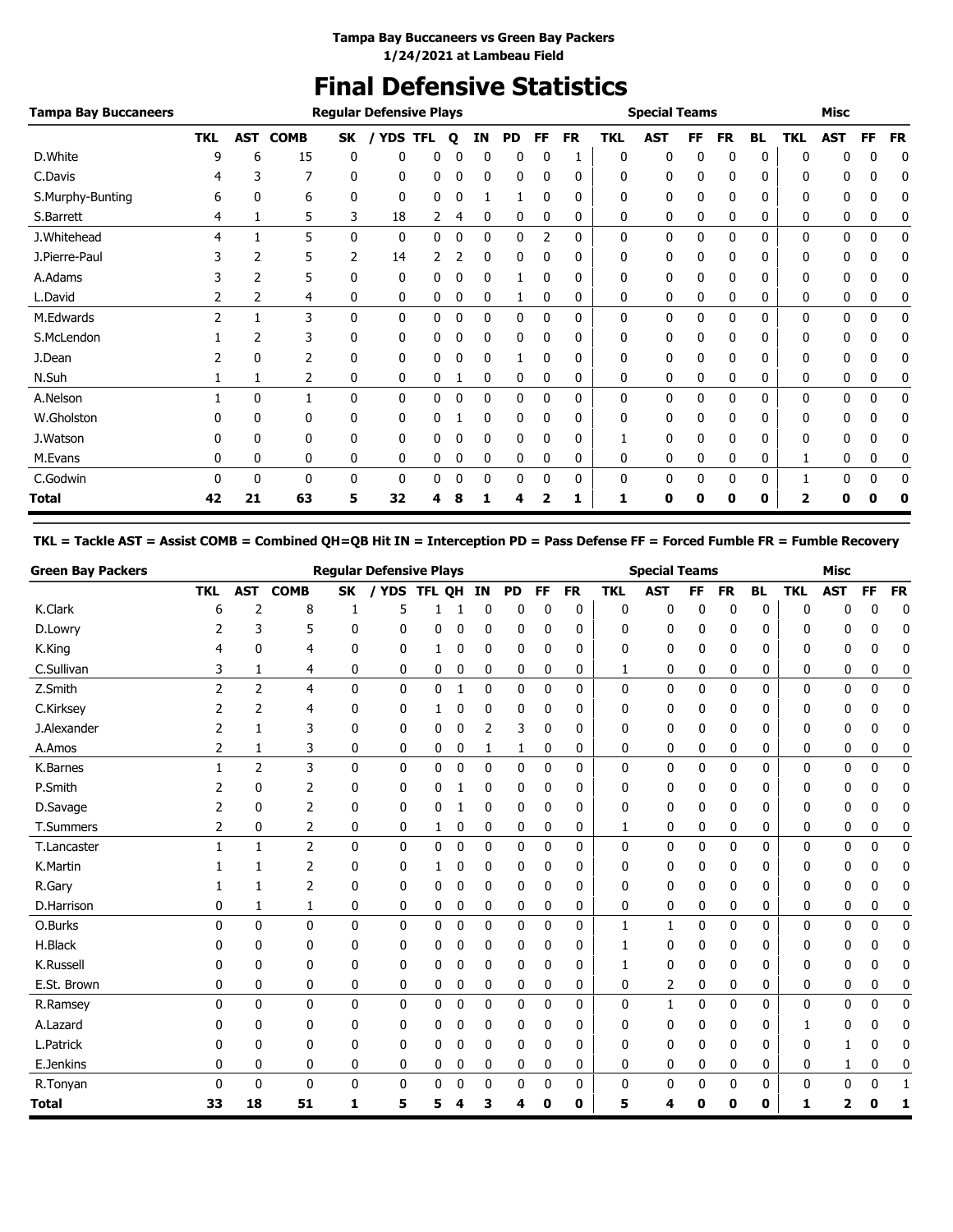**Tampa Bay Buccaneers vs Green Bay Packers**
**1/24/2021 at Lambeau Field**

# Final Defensive Statistics

| Tampa Bay Buccaneers | Regular Defensive Plays | | | | | | | | | | | Special Teams | | | | | | Misc | | | |
|---|---|---|---|---|---|---|---|---|---|---|---|---|---|---|---|---|---|---|---|---|---|
| | TKL | AST | COMB | SK | / YDS | TFL | Q | IN | PD | FF | FR | TKL | AST | FF | FR | BL | | TKL | AST | FF | FR |
| D.White | 9 | 6 | 15 | 0 | 0 | 0 | 0 | 0 | 0 | 0 | 1 | 0 | 0 | 0 | 0 | 0 | | 0 | 0 | 0 | 0 |
| C.Davis | 4 | 3 | 7 | 0 | 0 | 0 | 0 | 0 | 0 | 0 | 0 | 0 | 0 | 0 | 0 | 0 | | 0 | 0 | 0 | 0 |
| S.Murphy-Bunting | 6 | 0 | 6 | 0 | 0 | 0 | 0 | 1 | 1 | 0 | 0 | 0 | 0 | 0 | 0 | 0 | | 0 | 0 | 0 | 0 |
| S.Barrett | 4 | 1 | 5 | 3 | 18 | 2 | 4 | 0 | 0 | 0 | 0 | 0 | 0 | 0 | 0 | 0 | | 0 | 0 | 0 | 0 |
| J.Whitehead | 4 | 1 | 5 | 0 | 0 | 0 | 0 | 0 | 0 | 2 | 0 | 0 | 0 | 0 | 0 | 0 | | 0 | 0 | 0 | 0 |
| J.Pierre-Paul | 3 | 2 | 5 | 2 | 14 | 2 | 2 | 0 | 0 | 0 | 0 | 0 | 0 | 0 | 0 | 0 | | 0 | 0 | 0 | 0 |
| A.Adams | 3 | 2 | 5 | 0 | 0 | 0 | 0 | 0 | 1 | 0 | 0 | 0 | 0 | 0 | 0 | 0 | | 0 | 0 | 0 | 0 |
| L.David | 2 | 2 | 4 | 0 | 0 | 0 | 0 | 0 | 1 | 0 | 0 | 0 | 0 | 0 | 0 | 0 | | 0 | 0 | 0 | 0 |
| M.Edwards | 2 | 1 | 3 | 0 | 0 | 0 | 0 | 0 | 0 | 0 | 0 | 0 | 0 | 0 | 0 | 0 | | 0 | 0 | 0 | 0 |
| S.McLendon | 1 | 2 | 3 | 0 | 0 | 0 | 0 | 0 | 0 | 0 | 0 | 0 | 0 | 0 | 0 | 0 | | 0 | 0 | 0 | 0 |
| J.Dean | 2 | 0 | 2 | 0 | 0 | 0 | 0 | 0 | 1 | 0 | 0 | 0 | 0 | 0 | 0 | 0 | | 0 | 0 | 0 | 0 |
| N.Suh | 1 | 1 | 2 | 0 | 0 | 0 | 1 | 0 | 0 | 0 | 0 | 0 | 0 | 0 | 0 | 0 | | 0 | 0 | 0 | 0 |
| A.Nelson | 1 | 0 | 1 | 0 | 0 | 0 | 0 | 0 | 0 | 0 | 0 | 0 | 0 | 0 | 0 | 0 | | 0 | 0 | 0 | 0 |
| W.Gholston | 0 | 0 | 0 | 0 | 0 | 0 | 1 | 0 | 0 | 0 | 0 | 0 | 0 | 0 | 0 | 0 | | 0 | 0 | 0 | 0 |
| J.Watson | 0 | 0 | 0 | 0 | 0 | 0 | 0 | 0 | 0 | 0 | 0 | 1 | 0 | 0 | 0 | 0 | | 0 | 0 | 0 | 0 |
| M.Evans | 0 | 0 | 0 | 0 | 0 | 0 | 0 | 0 | 0 | 0 | 0 | 0 | 0 | 0 | 0 | 0 | | 1 | 0 | 0 | 0 |
| C.Godwin | 0 | 0 | 0 | 0 | 0 | 0 | 0 | 0 | 0 | 0 | 0 | 0 | 0 | 0 | 0 | 0 | | 1 | 0 | 0 | 0 |
| **Total** | **42** | **21** | **63** | **5** | **32** | **4** | **8** | **1** | **4** | **2** | **1** | **1** | **0** | **0** | **0** | **0** | | **2** | **0** | **0** | **0** |

**TKL = Tackle AST = Assist COMB = Combined QH=QB Hit IN = Interception PD = Pass Defense FF = Forced Fumble FR = Fumble Recovery**

| Green Bay Packers | Regular Defensive Plays | | | | | | | | | | | Special Teams | | | | | | Misc | | | |
|---|---|---|---|---|---|---|---|---|---|---|---|---|---|---|---|---|---|---|---|---|---|
| | TKL | AST | COMB | SK | / YDS | TFL | QH | IN | PD | FF | FR | TKL | AST | FF | FR | BL | | TKL | AST | FF | FR |
| K.Clark | 6 | 2 | 8 | 1 | 5 | 1 | 1 | 0 | 0 | 0 | 0 | 0 | 0 | 0 | 0 | 0 | | 0 | 0 | 0 | 0 |
| D.Lowry | 2 | 3 | 5 | 0 | 0 | 0 | 0 | 0 | 0 | 0 | 0 | 0 | 0 | 0 | 0 | 0 | | 0 | 0 | 0 | 0 |
| K.King | 4 | 0 | 4 | 0 | 0 | 1 | 0 | 0 | 0 | 0 | 0 | 0 | 0 | 0 | 0 | 0 | | 0 | 0 | 0 | 0 |
| C.Sullivan | 3 | 1 | 4 | 0 | 0 | 0 | 0 | 0 | 0 | 0 | 0 | 1 | 0 | 0 | 0 | 0 | | 0 | 0 | 0 | 0 |
| Z.Smith | 2 | 2 | 4 | 0 | 0 | 0 | 1 | 0 | 0 | 0 | 0 | 0 | 0 | 0 | 0 | 0 | | 0 | 0 | 0 | 0 |
| C.Kirksey | 2 | 2 | 4 | 0 | 0 | 1 | 0 | 0 | 0 | 0 | 0 | 0 | 0 | 0 | 0 | 0 | | 0 | 0 | 0 | 0 |
| J.Alexander | 2 | 1 | 3 | 0 | 0 | 0 | 0 | 2 | 3 | 0 | 0 | 0 | 0 | 0 | 0 | 0 | | 0 | 0 | 0 | 0 |
| A.Amos | 2 | 1 | 3 | 0 | 0 | 0 | 0 | 1 | 1 | 0 | 0 | 0 | 0 | 0 | 0 | 0 | | 0 | 0 | 0 | 0 |
| K.Barnes | 1 | 2 | 3 | 0 | 0 | 0 | 0 | 0 | 0 | 0 | 0 | 0 | 0 | 0 | 0 | 0 | | 0 | 0 | 0 | 0 |
| P.Smith | 2 | 0 | 2 | 0 | 0 | 0 | 1 | 0 | 0 | 0 | 0 | 0 | 0 | 0 | 0 | 0 | | 0 | 0 | 0 | 0 |
| D.Savage | 2 | 0 | 2 | 0 | 0 | 0 | 1 | 0 | 0 | 0 | 0 | 0 | 0 | 0 | 0 | 0 | | 0 | 0 | 0 | 0 |
| T.Summers | 2 | 0 | 2 | 0 | 0 | 1 | 0 | 0 | 0 | 0 | 0 | 1 | 0 | 0 | 0 | 0 | | 0 | 0 | 0 | 0 |
| T.Lancaster | 1 | 1 | 2 | 0 | 0 | 0 | 0 | 0 | 0 | 0 | 0 | 0 | 0 | 0 | 0 | 0 | | 0 | 0 | 0 | 0 |
| K.Martin | 1 | 1 | 2 | 0 | 0 | 1 | 0 | 0 | 0 | 0 | 0 | 0 | 0 | 0 | 0 | 0 | | 0 | 0 | 0 | 0 |
| R.Gary | 1 | 1 | 2 | 0 | 0 | 0 | 0 | 0 | 0 | 0 | 0 | 0 | 0 | 0 | 0 | 0 | | 0 | 0 | 0 | 0 |
| D.Harrison | 0 | 1 | 1 | 0 | 0 | 0 | 0 | 0 | 0 | 0 | 0 | 0 | 0 | 0 | 0 | 0 | | 0 | 0 | 0 | 0 |
| O.Burks | 0 | 0 | 0 | 0 | 0 | 0 | 0 | 0 | 0 | 0 | 0 | 1 | 1 | 0 | 0 | 0 | | 0 | 0 | 0 | 0 |
| H.Black | 0 | 0 | 0 | 0 | 0 | 0 | 0 | 0 | 0 | 0 | 0 | 1 | 0 | 0 | 0 | 0 | | 0 | 0 | 0 | 0 |
| K.Russell | 0 | 0 | 0 | 0 | 0 | 0 | 0 | 0 | 0 | 0 | 0 | 1 | 0 | 0 | 0 | 0 | | 0 | 0 | 0 | 0 |
| E.St. Brown | 0 | 0 | 0 | 0 | 0 | 0 | 0 | 0 | 0 | 0 | 0 | 0 | 2 | 0 | 0 | 0 | | 0 | 0 | 0 | 0 |
| R.Ramsey | 0 | 0 | 0 | 0 | 0 | 0 | 0 | 0 | 0 | 0 | 0 | 0 | 1 | 0 | 0 | 0 | | 0 | 0 | 0 | 0 |
| A.Lazard | 0 | 0 | 0 | 0 | 0 | 0 | 0 | 0 | 0 | 0 | 0 | 0 | 0 | 0 | 0 | 0 | | 1 | 0 | 0 | 0 |
| L.Patrick | 0 | 0 | 0 | 0 | 0 | 0 | 0 | 0 | 0 | 0 | 0 | 0 | 0 | 0 | 0 | 0 | | 0 | 1 | 0 | 0 |
| E.Jenkins | 0 | 0 | 0 | 0 | 0 | 0 | 0 | 0 | 0 | 0 | 0 | 0 | 0 | 0 | 0 | 0 | | 0 | 1 | 0 | 0 |
| R.Tonyan | 0 | 0 | 0 | 0 | 0 | 0 | 0 | 0 | 0 | 0 | 0 | 0 | 0 | 0 | 0 | 0 | | 0 | 0 | 0 | 1 |
| **Total** | **33** | **18** | **51** | **1** | **5** | **5** | **4** | **3** | **4** | **0** | **0** | **5** | **4** | **0** | **0** | **0** | | **1** | **2** | **0** | **1** |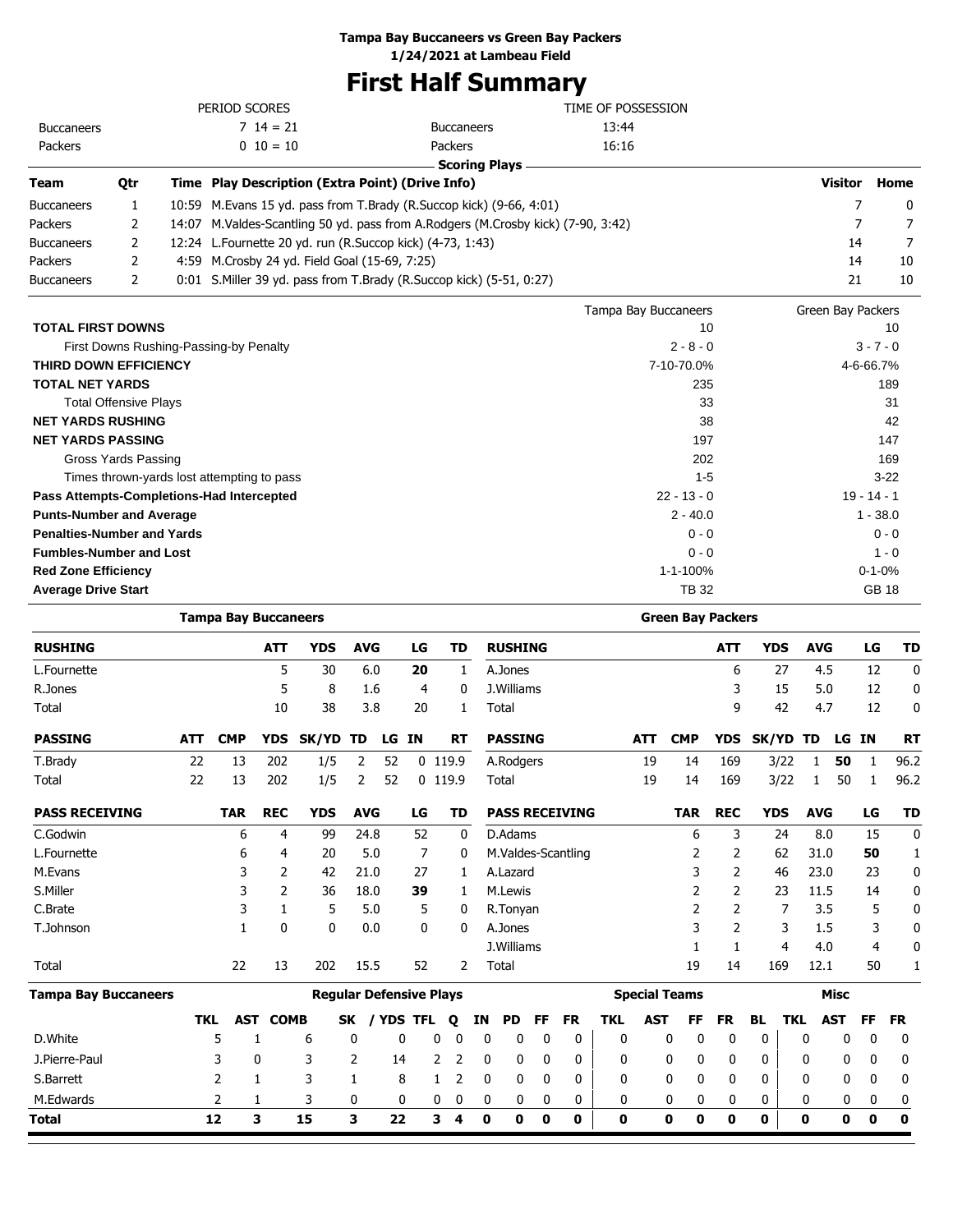**Tampa Bay Buccaneers vs Green Bay Packers**
**1/24/2021 at Lambeau Field**

# First Half Summary

| PERIOD SCORES | | |
|---|---|---|
| Buccaneers | 7 14 = 21 | |
| Packers | 0 10 = 10 | |

| TIME OF POSSESSION | |
|---|---|
| Buccaneers | 13:44 |
| Packers | 16:16 |

## Scoring Plays

| Team | Qtr | Time | Play Description (Extra Point) (Drive Info) | Visitor | Home |
|---|---|---|---|---|---|
| Buccaneers | 1 | 10:59 | M.Evans 15 yd. pass from T.Brady (R.Succop kick) (9-66, 4:01) | 7 | 0 |
| Packers | 2 | 14:07 | M.Valdes-Scantling 50 yd. pass from A.Rodgers (M.Crosby kick) (7-90, 3:42) | 7 | 7 |
| Buccaneers | 2 | 12:24 | L.Fournette 20 yd. run (R.Succop kick) (4-73, 1:43) | 14 | 7 |
| Packers | 2 | 4:59 | M.Crosby 24 yd. Field Goal (15-69, 7:25) | 14 | 10 |
| Buccaneers | 2 | 0:01 | S.Miller 39 yd. pass from T.Brady (R.Succop kick) (5-51, 0:27) | 21 | 10 |

| | Tampa Bay Buccaneers | Green Bay Packers |
|---|---|---|
| **TOTAL FIRST DOWNS** | 10 | 10 |
| First Downs Rushing-Passing-by Penalty | 2 - 8 - 0 | 3 - 7 - 0 |
| **THIRD DOWN EFFICIENCY** | 7-10-70.0% | 4-6-66.7% |
| **TOTAL NET YARDS** | 235 | 189 |
| Total Offensive Plays | 33 | 31 |
| **NET YARDS RUSHING** | 38 | 42 |
| **NET YARDS PASSING** | 197 | 147 |
| Gross Yards Passing | 202 | 169 |
| Times thrown-yards lost attempting to pass | 1-5 | 3-22 |
| **Pass Attempts-Completions-Had Intercepted** | 22 - 13 - 0 | 19 - 14 - 1 |
| **Punts-Number and Average** | 2 - 40.0 | 1 - 38.0 |
| **Penalties-Number and Yards** | 0 - 0 | 0 - 0 |
| **Fumbles-Number and Lost** | 0 - 0 | 1 - 0 |
| **Red Zone Efficiency** | 1-1-100% | 0-1-0% |
| **Average Drive Start** | TB 32 | GB 18 |

## Tampa Bay Buccaneers

| RUSHING | ATT | YDS | AVG | LG | TD |
|---|---|---|---|---|---|
| L.Fournette | 5 | 30 | 6.0 | **20** | 1 |
| R.Jones | 5 | 8 | 1.6 | 4 | 0 |
| Total | 10 | 38 | 3.8 | 20 | 1 |

| PASSING | ATT | CMP | YDS | SK/YD | TD | LG | IN | RT |
|---|---|---|---|---|---|---|---|---|
| T.Brady | 22 | 13 | 202 | 1/5 | 2 | 52 | 0 | 119.9 |
| Total | 22 | 13 | 202 | 1/5 | 2 | 52 | 0 | 119.9 |

| PASS RECEIVING | TAR | REC | YDS | AVG | LG | TD |
|---|---|---|---|---|---|---|
| C.Godwin | 6 | 4 | 99 | 24.8 | 52 | 0 |
| L.Fournette | 6 | 4 | 20 | 5.0 | 7 | 0 |
| M.Evans | 3 | 2 | 42 | 21.0 | 27 | 1 |
| S.Miller | 3 | 2 | 36 | 18.0 | **39** | 1 |
| C.Brate | 3 | 1 | 5 | 5.0 | 5 | 0 |
| T.Johnson | 1 | 0 | 0 | 0.0 | 0 | 0 |
| Total | 22 | 13 | 202 | 15.5 | 52 | 2 |

## Green Bay Packers

| RUSHING | ATT | YDS | AVG | LG | TD |
|---|---|---|---|---|---|
| A.Jones | 6 | 27 | 4.5 | 12 | 0 |
| J.Williams | 3 | 15 | 5.0 | 12 | 0 |
| Total | 9 | 42 | 4.7 | 12 | 0 |

| PASSING | ATT | CMP | YDS | SK/YD | TD | LG | IN | RT |
|---|---|---|---|---|---|---|---|---|
| A.Rodgers | 19 | 14 | 169 | 3/22 | 1 | **50** | 1 | 96.2 |
| Total | 19 | 14 | 169 | 3/22 | 1 | 50 | 1 | 96.2 |

| PASS RECEIVING | TAR | REC | YDS | AVG | LG | TD |
|---|---|---|---|---|---|---|
| D.Adams | 6 | 3 | 24 | 8.0 | 15 | 0 |
| M.Valdes-Scantling | 2 | 2 | 62 | 31.0 | **50** | 1 |
| A.Lazard | 3 | 2 | 46 | 23.0 | 23 | 0 |
| M.Lewis | 2 | 2 | 23 | 11.5 | 14 | 0 |
| R.Tonyan | 2 | 2 | 7 | 3.5 | 5 | 0 |
| A.Jones | 3 | 2 | 3 | 1.5 | 3 | 0 |
| J.Williams | 1 | 1 | 4 | 4.0 | 4 | 0 |
| Total | 19 | 14 | 169 | 12.1 | 50 | 1 |

## Tampa Bay Buccaneers Defense

| | Regular Defensive Plays | | | | | | | | | | | | Special Teams | | | | | Misc | | | |
|---|---|---|---|---|---|---|---|---|---|---|---|---|---|---|---|---|---|---|---|---|---|
| | TKL | AST | COMB | SK | / YDS | TFL | Q | IN | PD | FF | FR | TKL | AST | FF | FR | BL | TKL | AST | FF | FR |
| D.White | 5 | 1 | 6 | 0 | 0 | 0 | 0 | 0 | 0 | 0 | 0 | 0 | 0 | 0 | 0 | 0 | 0 | 0 | 0 | 0 |
| J.Pierre-Paul | 3 | 0 | 3 | 2 | 14 | 2 | 2 | 0 | 0 | 0 | 0 | 0 | 0 | 0 | 0 | 0 | 0 | 0 | 0 | 0 |
| S.Barrett | 2 | 1 | 3 | 1 | 8 | 1 | 2 | 0 | 0 | 0 | 0 | 0 | 0 | 0 | 0 | 0 | 0 | 0 | 0 | 0 |
| M.Edwards | 2 | 1 | 3 | 0 | 0 | 0 | 0 | 0 | 0 | 0 | 0 | 0 | 0 | 0 | 0 | 0 | 0 | 0 | 0 | 0 |
| **Total** | **12** | **3** | **15** | **3** | **22** | **3** | **4** | **0** | **0** | **0** | **0** | **0** | **0** | **0** | **0** | **0** | **0** | **0** | **0** | **0** |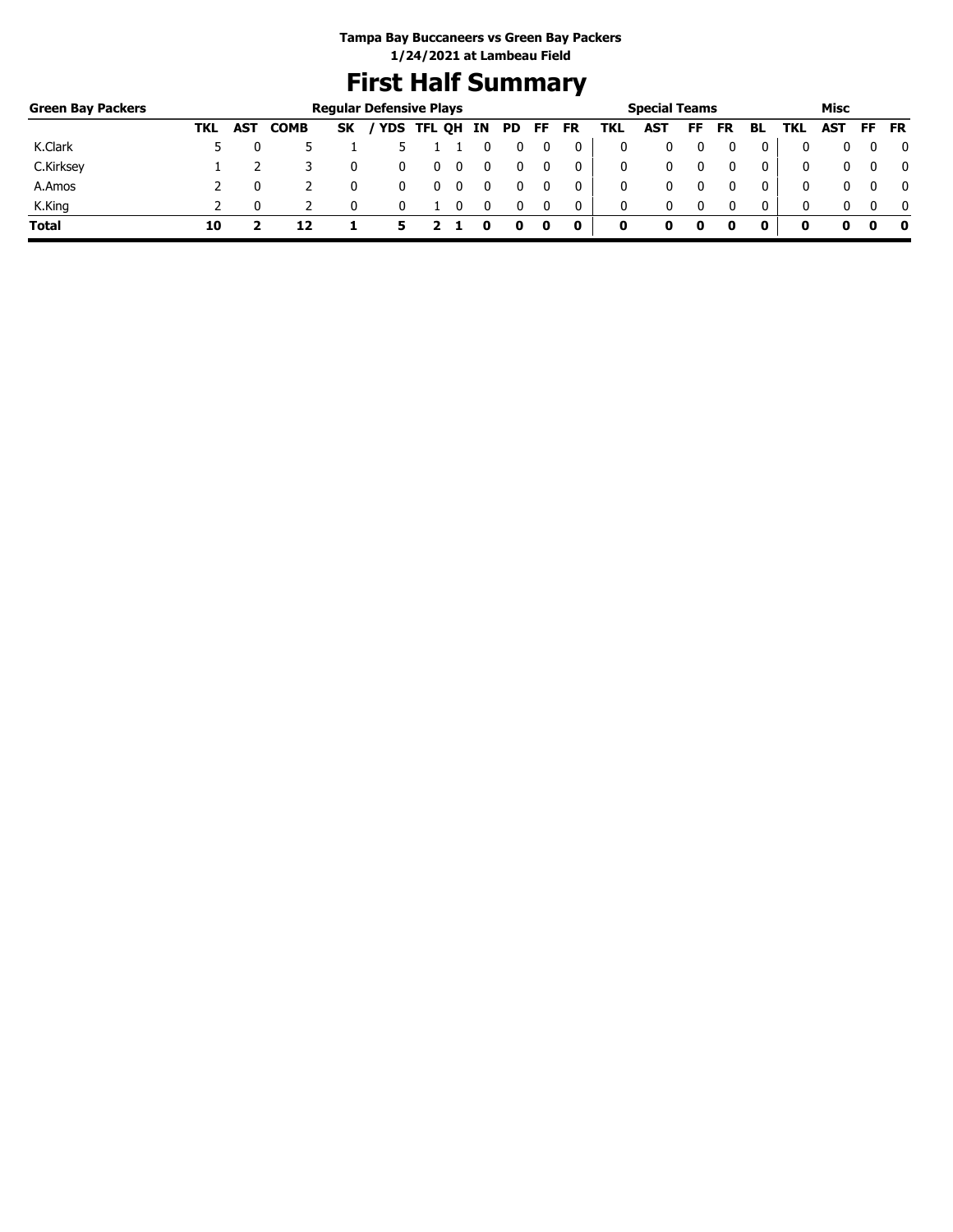**Tampa Bay Buccaneers vs Green Bay Packers**
**1/24/2021 at Lambeau Field**

# First Half Summary

| Green Bay Packers | Regular Defensive Plays | | | | | | | | | | | Special Teams | | | | | Misc | | | |
|---|---|---|---|---|---|---|---|---|---|---|---|---|---|---|---|---|---|---|---|---|
| | TKL | AST | COMB | SK | / YDS | TFL | QH | IN | PD | FF | FR | TKL | AST | FF | FR | BL | TKL | AST | FF | FR |
| K.Clark | 5 | 0 | 5 | 1 | 5 | 1 | 1 | 0 | 0 | 0 | 0 | 0 | 0 | 0 | 0 | 0 | 0 | 0 | 0 | 0 |
| C.Kirksey | 1 | 2 | 3 | 0 | 0 | 0 | 0 | 0 | 0 | 0 | 0 | 0 | 0 | 0 | 0 | 0 | 0 | 0 | 0 | 0 |
| A.Amos | 2 | 0 | 2 | 0 | 0 | 0 | 0 | 0 | 0 | 0 | 0 | 0 | 0 | 0 | 0 | 0 | 0 | 0 | 0 | 0 |
| K.King | 2 | 0 | 2 | 0 | 0 | 1 | 0 | 0 | 0 | 0 | 0 | 0 | 0 | 0 | 0 | 0 | 0 | 0 | 0 | 0 |
| **Total** | **10** | **2** | **12** | **1** | **5** | **2** | **1** | **0** | **0** | **0** | **0** | **0** | **0** | **0** | **0** | **0** | **0** | **0** | **0** | **0** |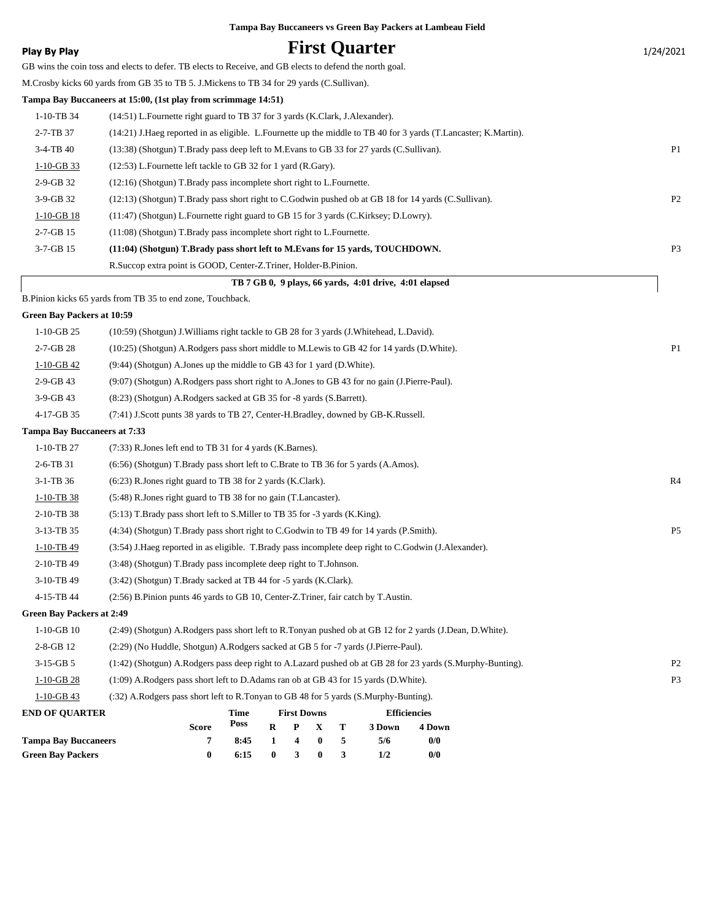**Tampa Bay Buccaneers vs Green Bay Packers at Lambeau Field**

**Play By Play** — **First Quarter** — 1/24/2021

GB wins the coin toss and elects to defer. TB elects to Receive, and GB elects to defend the north goal.

M.Crosby kicks 60 yards from GB 35 to TB 5. J.Mickens to TB 34 for 29 yards (C.Sullivan).

**Tampa Bay Buccaneers at 15:00, (1st play from scrimmage 14:51)**

| Down | Play | |
|---|---|---|
| 1-10-TB 34 | (14:51) L.Fournette right guard to TB 37 for 3 yards (K.Clark, J.Alexander). | |
| 2-7-TB 37 | (14:21) J.Haeg reported in as eligible. L.Fournette up the middle to TB 40 for 3 yards (T.Lancaster; K.Martin). | |
| 3-4-TB 40 | (13:38) (Shotgun) T.Brady pass deep left to M.Evans to GB 33 for 27 yards (C.Sullivan). | P1 |
| 1-10-GB 33 | (12:53) L.Fournette left tackle to GB 32 for 1 yard (R.Gary). | |
| 2-9-GB 32 | (12:16) (Shotgun) T.Brady pass incomplete short right to L.Fournette. | |
| 3-9-GB 32 | (12:13) (Shotgun) T.Brady pass short right to C.Godwin pushed ob at GB 18 for 14 yards (C.Sullivan). | P2 |
| 1-10-GB 18 | (11:47) (Shotgun) L.Fournette right guard to GB 15 for 3 yards (C.Kirksey; D.Lowry). | |
| 2-7-GB 15 | (11:08) (Shotgun) T.Brady pass incomplete short right to L.Fournette. | |
| 3-7-GB 15 | **(11:04) (Shotgun) T.Brady pass short left to M.Evans for 15 yards, TOUCHDOWN.** | P3 |
| | R.Succop extra point is GOOD, Center-Z.Triner, Holder-B.Pinion. | |

**TB 7 GB 0, 9 plays, 66 yards, 4:01 drive, 4:01 elapsed**

B.Pinion kicks 65 yards from TB 35 to end zone, Touchback.

**Green Bay Packers at 10:59**

| Down | Play | |
|---|---|---|
| 1-10-GB 25 | (10:59) (Shotgun) J.Williams right tackle to GB 28 for 3 yards (J.Whitehead, L.David). | |
| 2-7-GB 28 | (10:25) (Shotgun) A.Rodgers pass short middle to M.Lewis to GB 42 for 14 yards (D.White). | P1 |
| 1-10-GB 42 | (9:44) (Shotgun) A.Jones up the middle to GB 43 for 1 yard (D.White). | |
| 2-9-GB 43 | (9:07) (Shotgun) A.Rodgers pass short right to A.Jones to GB 43 for no gain (J.Pierre-Paul). | |
| 3-9-GB 43 | (8:23) (Shotgun) A.Rodgers sacked at GB 35 for -8 yards (S.Barrett). | |
| 4-17-GB 35 | (7:41) J.Scott punts 38 yards to TB 27, Center-H.Bradley, downed by GB-K.Russell. | |

**Tampa Bay Buccaneers at 7:33**

| Down | Play | |
|---|---|---|
| 1-10-TB 27 | (7:33) R.Jones left end to TB 31 for 4 yards (K.Barnes). | |
| 2-6-TB 31 | (6:56) (Shotgun) T.Brady pass short left to C.Brate to TB 36 for 5 yards (A.Amos). | |
| 3-1-TB 36 | (6:23) R.Jones right guard to TB 38 for 2 yards (K.Clark). | R4 |
| 1-10-TB 38 | (5:48) R.Jones right guard to TB 38 for no gain (T.Lancaster). | |
| 2-10-TB 38 | (5:13) T.Brady pass short left to S.Miller to TB 35 for -3 yards (K.King). | |
| 3-13-TB 35 | (4:34) (Shotgun) T.Brady pass short right to C.Godwin to TB 49 for 14 yards (P.Smith). | P5 |
| 1-10-TB 49 | (3:54) J.Haeg reported in as eligible. T.Brady pass incomplete deep right to C.Godwin (J.Alexander). | |
| 2-10-TB 49 | (3:48) (Shotgun) T.Brady pass incomplete deep right to T.Johnson. | |
| 3-10-TB 49 | (3:42) (Shotgun) T.Brady sacked at TB 44 for -5 yards (K.Clark). | |
| 4-15-TB 44 | (2:56) B.Pinion punts 46 yards to GB 10, Center-Z.Triner, fair catch by T.Austin. | |

**Green Bay Packers at 2:49**

| Down | Play | |
|---|---|---|
| 1-10-GB 10 | (2:49) (Shotgun) A.Rodgers pass short left to R.Tonyan pushed ob at GB 12 for 2 yards (J.Dean, D.White). | |
| 2-8-GB 12 | (2:29) (No Huddle, Shotgun) A.Rodgers sacked at GB 5 for -7 yards (J.Pierre-Paul). | |
| 3-15-GB 5 | (1:42) (Shotgun) A.Rodgers pass deep right to A.Lazard pushed ob at GB 28 for 23 yards (S.Murphy-Bunting). | P2 |
| 1-10-GB 28 | (1:09) A.Rodgers pass short left to D.Adams ran ob at GB 43 for 15 yards (D.White). | P3 |
| 1-10-GB 43 | (:32) A.Rodgers pass short left to R.Tonyan to GB 48 for 5 yards (S.Murphy-Bunting). | |

**END OF QUARTER**

| | Score | Time Poss | First Downs R | First Downs P | First Downs X | First Downs T | Efficiencies 3 Down | Efficiencies 4 Down |
|---|---|---|---|---|---|---|---|---|
| **Tampa Bay Buccaneers** | 7 | 8:45 | 1 | 4 | 0 | 5 | 5/6 | 0/0 |
| **Green Bay Packers** | 0 | 6:15 | 0 | 3 | 0 | 3 | 1/2 | 0/0 |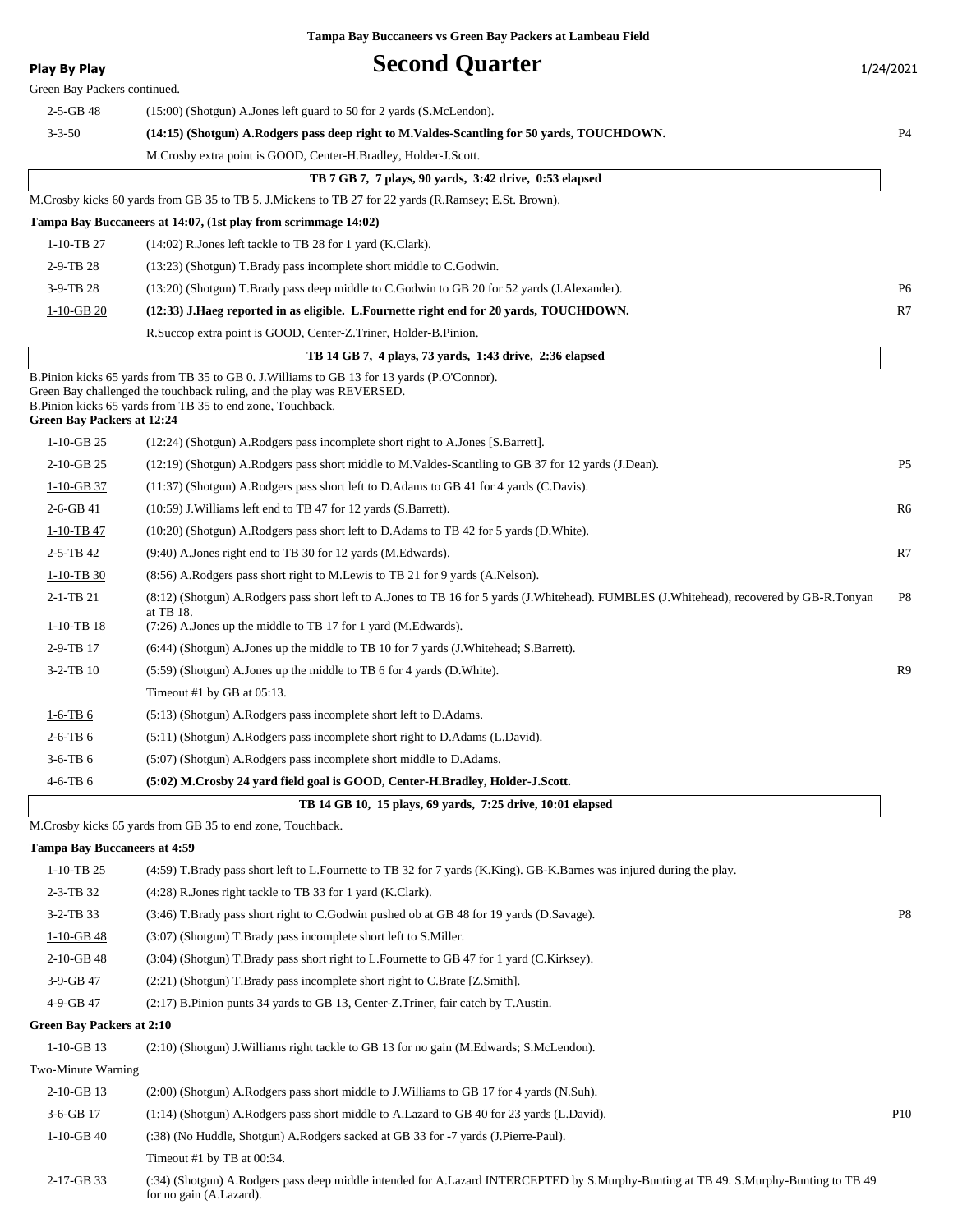# Tampa Bay Buccaneers vs Green Bay Packers at Lambeau Field

## Second Quarter

**Play By Play** 1/24/2021

Green Bay Packers continued.

| Down | Play | |
|---|---|---|
| 2-5-GB 48 | (15:00) (Shotgun) A.Jones left guard to 50 for 2 yards (S.McLendon). | |
| 3-3-50 | **(14:15) (Shotgun) A.Rodgers pass deep right to M.Valdes-Scantling for 50 yards, TOUCHDOWN.** | P4 |
| | M.Crosby extra point is GOOD, Center-H.Bradley, Holder-J.Scott. | |

**TB 7 GB 7, 7 plays, 90 yards, 3:42 drive, 0:53 elapsed**

M.Crosby kicks 60 yards from GB 35 to TB 5. J.Mickens to TB 27 for 22 yards (R.Ramsey; E.St. Brown).

**Tampa Bay Buccaneers at 14:07, (1st play from scrimmage 14:02)**

| Down | Play | |
|---|---|---|
| 1-10-TB 27 | (14:02) R.Jones left tackle to TB 28 for 1 yard (K.Clark). | |
| 2-9-TB 28 | (13:23) (Shotgun) T.Brady pass incomplete short middle to C.Godwin. | |
| 3-9-TB 28 | (13:20) (Shotgun) T.Brady pass deep middle to C.Godwin to GB 20 for 52 yards (J.Alexander). | P6 |
| 1-10-GB 20 | **(12:33) J.Haeg reported in as eligible. L.Fournette right end for 20 yards, TOUCHDOWN.** | R7 |
| | R.Succop extra point is GOOD, Center-Z.Triner, Holder-B.Pinion. | |

**TB 14 GB 7, 4 plays, 73 yards, 1:43 drive, 2:36 elapsed**

B.Pinion kicks 65 yards from TB 35 to GB 0. J.Williams to GB 13 for 13 yards (P.O'Connor).
Green Bay challenged the touchback ruling, and the play was REVERSED.
B.Pinion kicks 65 yards from TB 35 to end zone, Touchback.

**Green Bay Packers at 12:24**

| Down | Play | |
|---|---|---|
| 1-10-GB 25 | (12:24) (Shotgun) A.Rodgers pass incomplete short right to A.Jones [S.Barrett]. | |
| 2-10-GB 25 | (12:19) (Shotgun) A.Rodgers pass short middle to M.Valdes-Scantling to GB 37 for 12 yards (J.Dean). | P5 |
| 1-10-GB 37 | (11:37) (Shotgun) A.Rodgers pass short left to D.Adams to GB 41 for 4 yards (C.Davis). | |
| 2-6-GB 41 | (10:59) J.Williams left end to TB 47 for 12 yards (S.Barrett). | R6 |
| 1-10-TB 47 | (10:20) (Shotgun) A.Rodgers pass short left to D.Adams to TB 42 for 5 yards (D.White). | |
| 2-5-TB 42 | (9:40) A.Jones right end to TB 30 for 12 yards (M.Edwards). | R7 |
| 1-10-TB 30 | (8:56) A.Rodgers pass short right to M.Lewis to TB 21 for 9 yards (A.Nelson). | |
| 2-1-TB 21 | (8:12) (Shotgun) A.Rodgers pass short left to A.Jones to TB 16 for 5 yards (J.Whitehead). FUMBLES (J.Whitehead), recovered by GB-R.Tonyan at TB 18. | P8 |
| 1-10-TB 18 | (7:26) A.Jones up the middle to TB 17 for 1 yard (M.Edwards). | |
| 2-9-TB 17 | (6:44) (Shotgun) A.Jones up the middle to TB 10 for 7 yards (J.Whitehead; S.Barrett). | |
| 3-2-TB 10 | (5:59) (Shotgun) A.Jones up the middle to TB 6 for 4 yards (D.White). | R9 |
| | Timeout #1 by GB at 05:13. | |
| 1-6-TB 6 | (5:13) (Shotgun) A.Rodgers pass incomplete short left to D.Adams. | |
| 2-6-TB 6 | (5:11) (Shotgun) A.Rodgers pass incomplete short right to D.Adams (L.David). | |
| 3-6-TB 6 | (5:07) (Shotgun) A.Rodgers pass incomplete short middle to D.Adams. | |
| 4-6-TB 6 | **(5:02) M.Crosby 24 yard field goal is GOOD, Center-H.Bradley, Holder-J.Scott.** | |

**TB 14 GB 10, 15 plays, 69 yards, 7:25 drive, 10:01 elapsed**

M.Crosby kicks 65 yards from GB 35 to end zone, Touchback.

**Tampa Bay Buccaneers at 4:59**

| Down | Play | |
|---|---|---|
| 1-10-TB 25 | (4:59) T.Brady pass short left to L.Fournette to TB 32 for 7 yards (K.King). GB-K.Barnes was injured during the play. | |
| 2-3-TB 32 | (4:28) R.Jones right tackle to TB 33 for 1 yard (K.Clark). | |
| 3-2-TB 33 | (3:46) T.Brady pass short right to C.Godwin pushed ob at GB 48 for 19 yards (D.Savage). | P8 |
| 1-10-GB 48 | (3:07) (Shotgun) T.Brady pass incomplete short left to S.Miller. | |
| 2-10-GB 48 | (3:04) (Shotgun) T.Brady pass short right to L.Fournette to GB 47 for 1 yard (C.Kirksey). | |
| 3-9-GB 47 | (2:21) (Shotgun) T.Brady pass incomplete short right to C.Brate [Z.Smith]. | |
| 4-9-GB 47 | (2:17) B.Pinion punts 34 yards to GB 13, Center-Z.Triner, fair catch by T.Austin. | |

**Green Bay Packers at 2:10**

| Down | Play | |
|---|---|---|
| 1-10-GB 13 | (2:10) (Shotgun) J.Williams right tackle to GB 13 for no gain (M.Edwards; S.McLendon). | |
| Two-Minute Warning | | |
| 2-10-GB 13 | (2:00) (Shotgun) A.Rodgers pass short middle to J.Williams to GB 17 for 4 yards (N.Suh). | |
| 3-6-GB 17 | (1:14) (Shotgun) A.Rodgers pass short middle to A.Lazard to GB 40 for 23 yards (L.David). | P10 |
| 1-10-GB 40 | (:38) (No Huddle, Shotgun) A.Rodgers sacked at GB 33 for -7 yards (J.Pierre-Paul). | |
| | Timeout #1 by TB at 00:34. | |
| 2-17-GB 33 | (:34) (Shotgun) A.Rodgers pass deep middle intended for A.Lazard INTERCEPTED by S.Murphy-Bunting at TB 49. S.Murphy-Bunting to TB 49 for no gain (A.Lazard). | |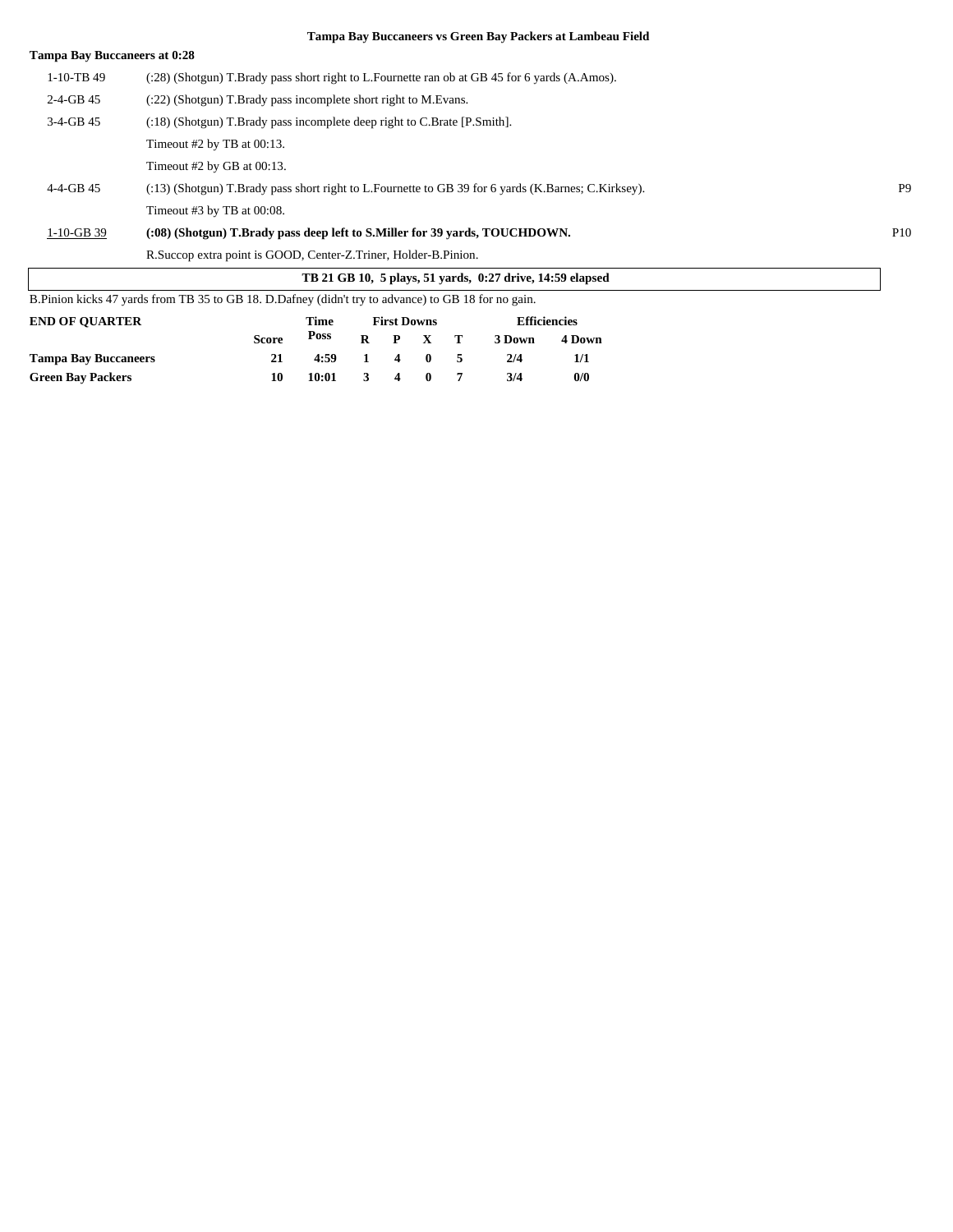**Tampa Bay Buccaneers vs Green Bay Packers at Lambeau Field**

**Tampa Bay Buccaneers at 0:28**

| | | |
|---|---|---|
| 1-10-TB 49 | (:28) (Shotgun) T.Brady pass short right to L.Fournette ran ob at GB 45 for 6 yards (A.Amos). | |
| 2-4-GB 45 | (:22) (Shotgun) T.Brady pass incomplete short right to M.Evans. | |
| 3-4-GB 45 | (:18) (Shotgun) T.Brady pass incomplete deep right to C.Brate [P.Smith]. | |
| | Timeout #2 by TB at 00:13. | |
| | Timeout #2 by GB at 00:13. | |
| 4-4-GB 45 | (:13) (Shotgun) T.Brady pass short right to L.Fournette to GB 39 for 6 yards (K.Barnes; C.Kirksey). | P9 |
| | Timeout #3 by TB at 00:08. | |
| 1-10-GB 39 | **(:08) (Shotgun) T.Brady pass deep left to S.Miller for 39 yards, TOUCHDOWN.** | P10 |
| | R.Succop extra point is GOOD, Center-Z.Triner, Holder-B.Pinion. | |

**TB 21 GB 10, 5 plays, 51 yards, 0:27 drive, 14:59 elapsed**

B.Pinion kicks 47 yards from TB 35 to GB 18. D.Dafney (didn't try to advance) to GB 18 for no gain.

| END OF QUARTER | Score | Time Poss | First Downs R | P | X | T | Efficiencies 3 Down | 4 Down |
|---|---|---|---|---|---|---|---|---|
| **Tampa Bay Buccaneers** | **21** | **4:59** | **1** | **4** | **0** | **5** | **2/4** | **1/1** |
| **Green Bay Packers** | **10** | **10:01** | **3** | **4** | **0** | **7** | **3/4** | **0/0** |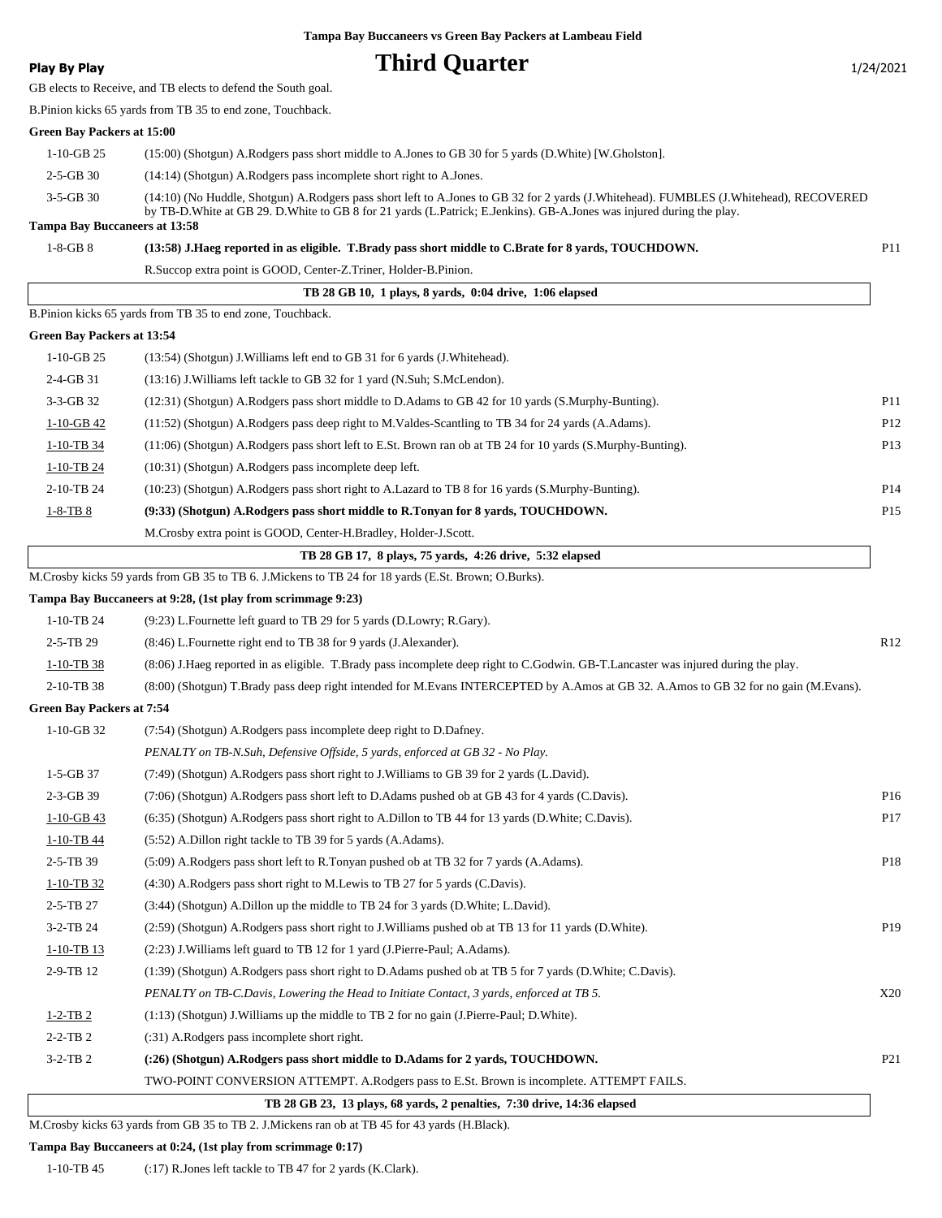**Tampa Bay Buccaneers vs Green Bay Packers at Lambeau Field**

**Play By Play**

# Third Quarter

1/24/2021

GB elects to Receive, and TB elects to defend the South goal.

B.Pinion kicks 65 yards from TB 35 to end zone, Touchback.

**Green Bay Packers at 15:00**

| | | |
|---|---|---|
| 1-10-GB 25 | (15:00) (Shotgun) A.Rodgers pass short middle to A.Jones to GB 30 for 5 yards (D.White) [W.Gholston]. | |
| 2-5-GB 30 | (14:14) (Shotgun) A.Rodgers pass incomplete short right to A.Jones. | |
| 3-5-GB 30 | (14:10) (No Huddle, Shotgun) A.Rodgers pass short left to A.Jones to GB 32 for 2 yards (J.Whitehead). FUMBLES (J.Whitehead), RECOVERED by TB-D.White at GB 29. D.White to GB 8 for 21 yards (L.Patrick; E.Jenkins). GB-A.Jones was injured during the play. | |

**Tampa Bay Buccaneers at 13:58**

| | | |
|---|---|---|
| 1-8-GB 8 | **(13:58) J.Haeg reported in as eligible. T.Brady pass short middle to C.Brate for 8 yards, TOUCHDOWN.** | P11 |
| | R.Succop extra point is GOOD, Center-Z.Triner, Holder-B.Pinion. | |

**TB 28 GB 10, 1 plays, 8 yards, 0:04 drive, 1:06 elapsed**

B.Pinion kicks 65 yards from TB 35 to end zone, Touchback.

**Green Bay Packers at 13:54**

| | | |
|---|---|---|
| 1-10-GB 25 | (13:54) (Shotgun) J.Williams left end to GB 31 for 6 yards (J.Whitehead). | |
| 2-4-GB 31 | (13:16) J.Williams left tackle to GB 32 for 1 yard (N.Suh; S.McLendon). | |
| 3-3-GB 32 | (12:31) (Shotgun) A.Rodgers pass short middle to D.Adams to GB 42 for 10 yards (S.Murphy-Bunting). | P11 |
| 1-10-GB 42 | (11:52) (Shotgun) A.Rodgers pass deep right to M.Valdes-Scantling to TB 34 for 24 yards (A.Adams). | P12 |
| 1-10-TB 34 | (11:06) (Shotgun) A.Rodgers pass short left to E.St. Brown ran ob at TB 24 for 10 yards (S.Murphy-Bunting). | P13 |
| 1-10-TB 24 | (10:31) (Shotgun) A.Rodgers pass incomplete deep left. | |
| 2-10-TB 24 | (10:23) (Shotgun) A.Rodgers pass short right to A.Lazard to TB 8 for 16 yards (S.Murphy-Bunting). | P14 |
| 1-8-TB 8 | **(9:33) (Shotgun) A.Rodgers pass short middle to R.Tonyan for 8 yards, TOUCHDOWN.** | P15 |
| | M.Crosby extra point is GOOD, Center-H.Bradley, Holder-J.Scott. | |

**TB 28 GB 17, 8 plays, 75 yards, 4:26 drive, 5:32 elapsed**

M.Crosby kicks 59 yards from GB 35 to TB 6. J.Mickens to TB 24 for 18 yards (E.St. Brown; O.Burks).

**Tampa Bay Buccaneers at 9:28, (1st play from scrimmage 9:23)**

| | | |
|---|---|---|
| 1-10-TB 24 | (9:23) L.Fournette left guard to TB 29 for 5 yards (D.Lowry; R.Gary). | |
| 2-5-TB 29 | (8:46) L.Fournette right end to TB 38 for 9 yards (J.Alexander). | R12 |
| 1-10-TB 38 | (8:06) J.Haeg reported in as eligible. T.Brady pass incomplete deep right to C.Godwin. GB-T.Lancaster was injured during the play. | |
| 2-10-TB 38 | (8:00) (Shotgun) T.Brady pass deep right intended for M.Evans INTERCEPTED by A.Amos at GB 32. A.Amos to GB 32 for no gain (M.Evans). | |

**Green Bay Packers at 7:54**

| | | |
|---|---|---|
| 1-10-GB 32 | (7:54) (Shotgun) A.Rodgers pass incomplete deep right to D.Dafney. | |
| | *PENALTY on TB-N.Suh, Defensive Offside, 5 yards, enforced at GB 32 - No Play.* | |
| 1-5-GB 37 | (7:49) (Shotgun) A.Rodgers pass short right to J.Williams to GB 39 for 2 yards (L.David). | |
| 2-3-GB 39 | (7:06) (Shotgun) A.Rodgers pass short left to D.Adams pushed ob at GB 43 for 4 yards (C.Davis). | P16 |
| 1-10-GB 43 | (6:35) (Shotgun) A.Rodgers pass short right to A.Dillon to TB 44 for 13 yards (D.White; C.Davis). | P17 |
| 1-10-TB 44 | (5:52) A.Dillon right tackle to TB 39 for 5 yards (A.Adams). | |
| 2-5-TB 39 | (5:09) A.Rodgers pass short left to R.Tonyan pushed ob at TB 32 for 7 yards (A.Adams). | P18 |
| 1-10-TB 32 | (4:30) A.Rodgers pass short right to M.Lewis to TB 27 for 5 yards (C.Davis). | |
| 2-5-TB 27 | (3:44) (Shotgun) A.Dillon up the middle to TB 24 for 3 yards (D.White; L.David). | |
| 3-2-TB 24 | (2:59) (Shotgun) A.Rodgers pass short right to J.Williams pushed ob at TB 13 for 11 yards (D.White). | P19 |
| 1-10-TB 13 | (2:23) J.Williams left guard to TB 12 for 1 yard (J.Pierre-Paul; A.Adams). | |
| 2-9-TB 12 | (1:39) (Shotgun) A.Rodgers pass short right to D.Adams pushed ob at TB 5 for 7 yards (D.White; C.Davis). | |
| | *PENALTY on TB-C.Davis, Lowering the Head to Initiate Contact, 3 yards, enforced at TB 5.* | X20 |
| 1-2-TB 2 | (1:13) (Shotgun) J.Williams up the middle to TB 2 for no gain (J.Pierre-Paul; D.White). | |
| 2-2-TB 2 | (:31) A.Rodgers pass incomplete short right. | |
| 3-2-TB 2 | **(:26) (Shotgun) A.Rodgers pass short middle to D.Adams for 2 yards, TOUCHDOWN.** | P21 |
| | TWO-POINT CONVERSION ATTEMPT. A.Rodgers pass to E.St. Brown is incomplete. ATTEMPT FAILS. | |

**TB 28 GB 23, 13 plays, 68 yards, 2 penalties, 7:30 drive, 14:36 elapsed**

M.Crosby kicks 63 yards from GB 35 to TB 2. J.Mickens ran ob at TB 45 for 43 yards (H.Black).

**Tampa Bay Buccaneers at 0:24, (1st play from scrimmage 0:17)**

| | | |
|---|---|---|
| 1-10-TB 45 | (:17) R.Jones left tackle to TB 47 for 2 yards (K.Clark). | |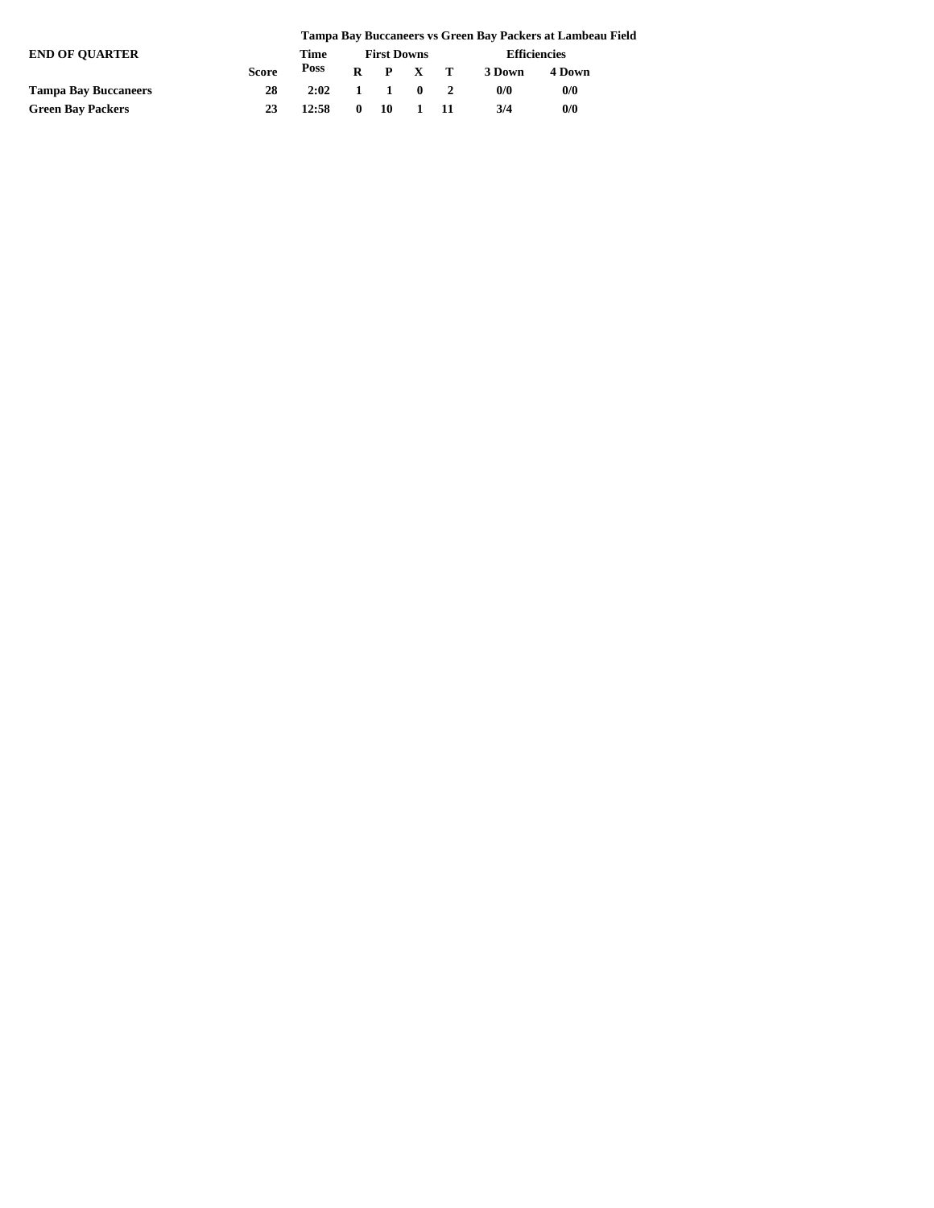**Tampa Bay Buccaneers vs Green Bay Packers at Lambeau Field**

| END OF QUARTER | Score | Time Poss | First Downs | | | | Efficiencies | |
|---|---|---|---|---|---|---|---|---|
| | | | R | P | X | T | 3 Down | 4 Down |
| **Tampa Bay Buccaneers** | 28 | 2:02 | 1 | 1 | 0 | 2 | 0/0 | 0/0 |
| **Green Bay Packers** | 23 | 12:58 | 0 | 10 | 1 | 11 | 3/4 | 0/0 |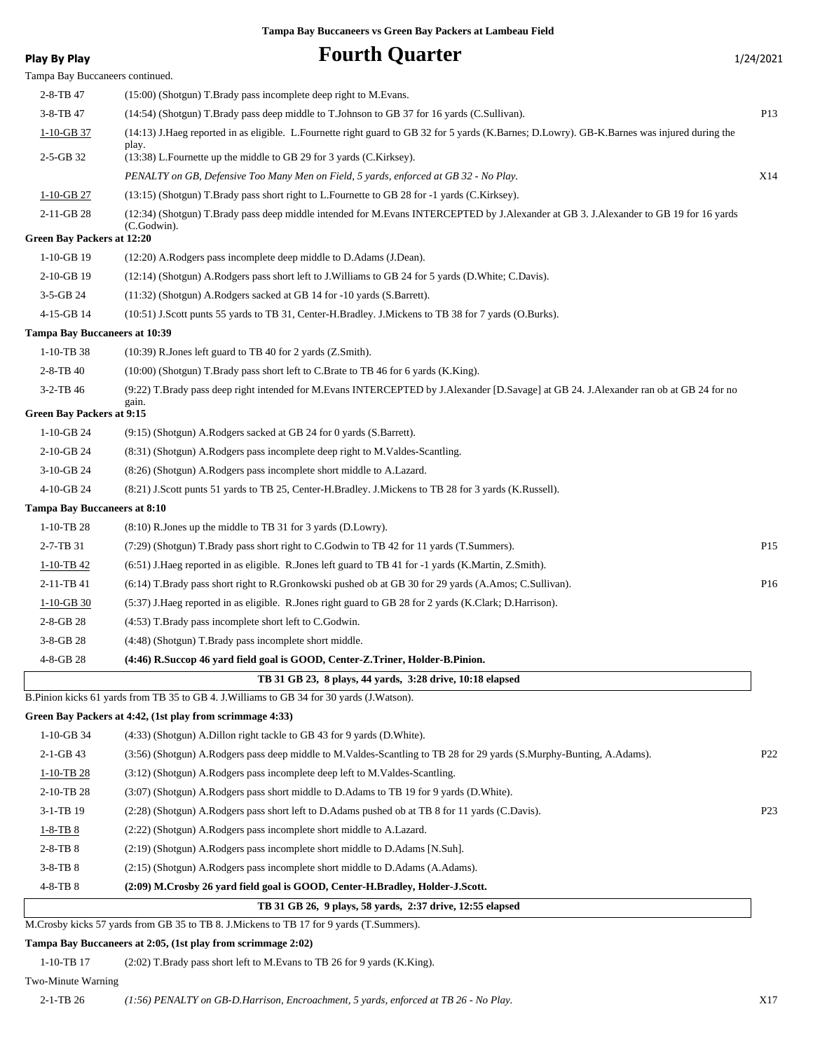**Tampa Bay Buccaneers vs Green Bay Packers at Lambeau Field**

**Play By Play**

# Fourth Quarter

1/24/2021

Tampa Bay Buccaneers continued.

| | | |
|---|---|---|
| 2-8-TB 47 | (15:00) (Shotgun) T.Brady pass incomplete deep right to M.Evans. | |
| 3-8-TB 47 | (14:54) (Shotgun) T.Brady pass deep middle to T.Johnson to GB 37 for 16 yards (C.Sullivan). | P13 |
| 1-10-GB 37 | (14:13) J.Haeg reported in as eligible. L.Fournette right guard to GB 32 for 5 yards (K.Barnes; D.Lowry). GB-K.Barnes was injured during the play. | |
| 2-5-GB 32 | (13:38) L.Fournette up the middle to GB 29 for 3 yards (C.Kirksey). | |
| | *PENALTY on GB, Defensive Too Many Men on Field, 5 yards, enforced at GB 32 - No Play.* | X14 |
| 1-10-GB 27 | (13:15) (Shotgun) T.Brady pass short right to L.Fournette to GB 28 for -1 yards (C.Kirksey). | |
| 2-11-GB 28 | (12:34) (Shotgun) T.Brady pass deep middle intended for M.Evans INTERCEPTED by J.Alexander at GB 3. J.Alexander to GB 19 for 16 yards (C.Godwin). | |

**Green Bay Packers at 12:20**

| | | |
|---|---|---|
| 1-10-GB 19 | (12:20) A.Rodgers pass incomplete deep middle to D.Adams (J.Dean). | |
| 2-10-GB 19 | (12:14) (Shotgun) A.Rodgers pass short left to J.Williams to GB 24 for 5 yards (D.White; C.Davis). | |
| 3-5-GB 24 | (11:32) (Shotgun) A.Rodgers sacked at GB 14 for -10 yards (S.Barrett). | |
| 4-15-GB 14 | (10:51) J.Scott punts 55 yards to TB 31, Center-H.Bradley. J.Mickens to TB 38 for 7 yards (O.Burks). | |

**Tampa Bay Buccaneers at 10:39**

| | | |
|---|---|---|
| 1-10-TB 38 | (10:39) R.Jones left guard to TB 40 for 2 yards (Z.Smith). | |
| 2-8-TB 40 | (10:00) (Shotgun) T.Brady pass short left to C.Brate to TB 46 for 6 yards (K.King). | |
| 3-2-TB 46 | (9:22) T.Brady pass deep right intended for M.Evans INTERCEPTED by J.Alexander [D.Savage] at GB 24. J.Alexander ran ob at GB 24 for no gain. | |

**Green Bay Packers at 9:15**

| | | |
|---|---|---|
| 1-10-GB 24 | (9:15) (Shotgun) A.Rodgers sacked at GB 24 for 0 yards (S.Barrett). | |
| 2-10-GB 24 | (8:31) (Shotgun) A.Rodgers pass incomplete deep right to M.Valdes-Scantling. | |
| 3-10-GB 24 | (8:26) (Shotgun) A.Rodgers pass incomplete short middle to A.Lazard. | |
| 4-10-GB 24 | (8:21) J.Scott punts 51 yards to TB 25, Center-H.Bradley. J.Mickens to TB 28 for 3 yards (K.Russell). | |

**Tampa Bay Buccaneers at 8:10**

| | | |
|---|---|---|
| 1-10-TB 28 | (8:10) R.Jones up the middle to TB 31 for 3 yards (D.Lowry). | |
| 2-7-TB 31 | (7:29) (Shotgun) T.Brady pass short right to C.Godwin to TB 42 for 11 yards (T.Summers). | P15 |
| 1-10-TB 42 | (6:51) J.Haeg reported in as eligible. R.Jones left guard to TB 41 for -1 yards (K.Martin, Z.Smith). | |
| 2-11-TB 41 | (6:14) T.Brady pass short right to R.Gronkowski pushed ob at GB 30 for 29 yards (A.Amos; C.Sullivan). | P16 |
| 1-10-GB 30 | (5:37) J.Haeg reported in as eligible. R.Jones right guard to GB 28 for 2 yards (K.Clark; D.Harrison). | |
| 2-8-GB 28 | (4:53) T.Brady pass incomplete short left to C.Godwin. | |
| 3-8-GB 28 | (4:48) (Shotgun) T.Brady pass incomplete short middle. | |
| 4-8-GB 28 | **(4:46) R.Succop 46 yard field goal is GOOD, Center-Z.Triner, Holder-B.Pinion.** | |

**TB 31 GB 23, 8 plays, 44 yards, 3:28 drive, 10:18 elapsed**

B.Pinion kicks 61 yards from TB 35 to GB 4. J.Williams to GB 34 for 30 yards (J.Watson).

**Green Bay Packers at 4:42, (1st play from scrimmage 4:33)**

| | | |
|---|---|---|
| 1-10-GB 34 | (4:33) (Shotgun) A.Dillon right tackle to GB 43 for 9 yards (D.White). | |
| 2-1-GB 43 | (3:56) (Shotgun) A.Rodgers pass deep middle to M.Valdes-Scantling to TB 28 for 29 yards (S.Murphy-Bunting, A.Adams). | P22 |
| 1-10-TB 28 | (3:12) (Shotgun) A.Rodgers pass incomplete deep left to M.Valdes-Scantling. | |
| 2-10-TB 28 | (3:07) (Shotgun) A.Rodgers pass short middle to D.Adams to TB 19 for 9 yards (D.White). | |
| 3-1-TB 19 | (2:28) (Shotgun) A.Rodgers pass short left to D.Adams pushed ob at TB 8 for 11 yards (C.Davis). | P23 |
| 1-8-TB 8 | (2:22) (Shotgun) A.Rodgers pass incomplete short middle to A.Lazard. | |
| 2-8-TB 8 | (2:19) (Shotgun) A.Rodgers pass incomplete short middle to D.Adams [N.Suh]. | |
| 3-8-TB 8 | (2:15) (Shotgun) A.Rodgers pass incomplete short middle to D.Adams (A.Adams). | |
| 4-8-TB 8 | **(2:09) M.Crosby 26 yard field goal is GOOD, Center-H.Bradley, Holder-J.Scott.** | |

**TB 31 GB 26, 9 plays, 58 yards, 2:37 drive, 12:55 elapsed**

M.Crosby kicks 57 yards from GB 35 to TB 8. J.Mickens to TB 17 for 9 yards (T.Summers).

**Tampa Bay Buccaneers at 2:05, (1st play from scrimmage 2:02)**

| | | |
|---|---|---|
| 1-10-TB 17 | (2:02) T.Brady pass short left to M.Evans to TB 26 for 9 yards (K.King). | |

Two-Minute Warning

| | | |
|---|---|---|
| 2-1-TB 26 | *(1:56) PENALTY on GB-D.Harrison, Encroachment, 5 yards, enforced at TB 26 - No Play.* | X17 |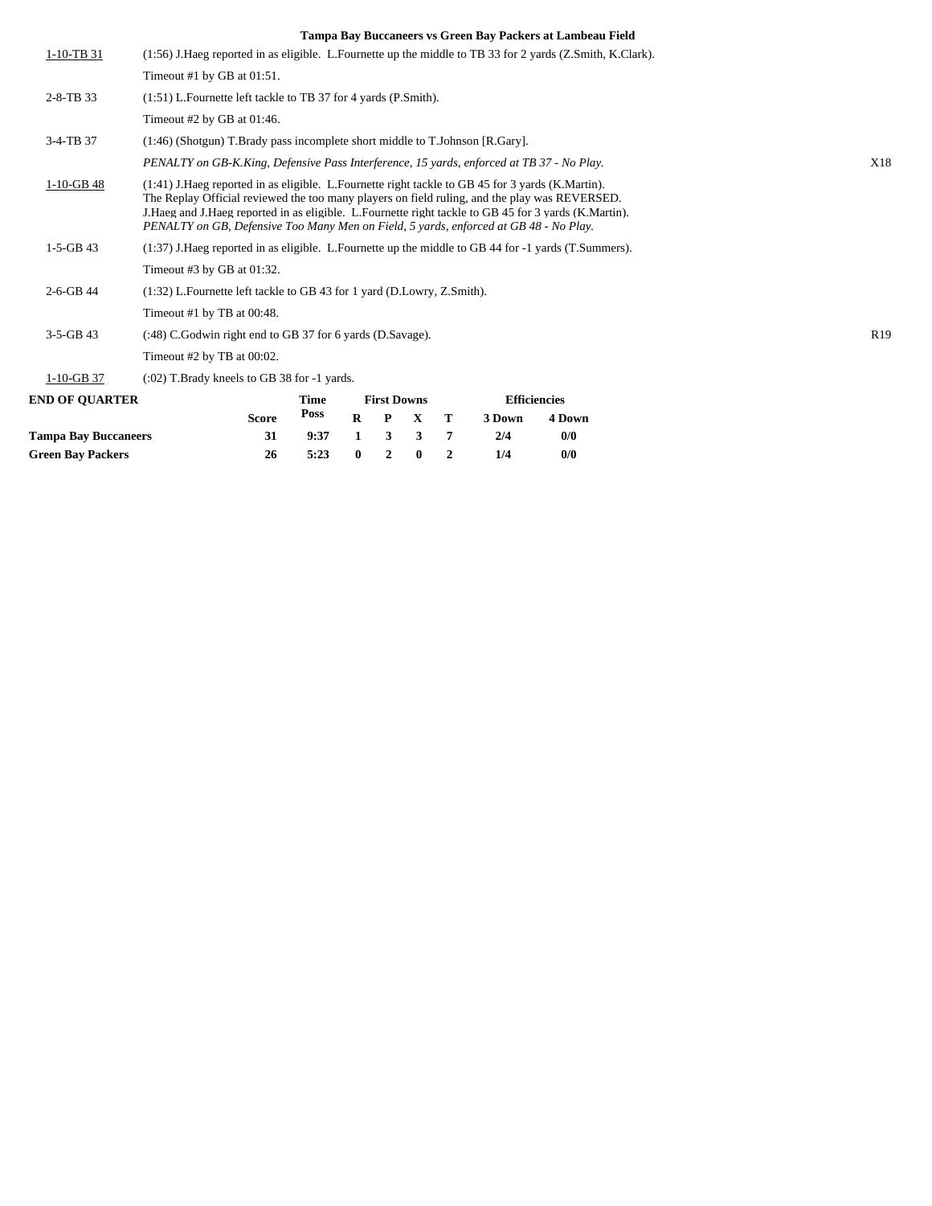**Tampa Bay Buccaneers vs Green Bay Packers at Lambeau Field**

| Down | Play | |
|---|---|---|
| 1-10-TB 31 | (1:56) J.Haeg reported in as eligible. L.Fournette up the middle to TB 33 for 2 yards (Z.Smith, K.Clark). | |
| | Timeout #1 by GB at 01:51. | |
| 2-8-TB 33 | (1:51) L.Fournette left tackle to TB 37 for 4 yards (P.Smith). | |
| | Timeout #2 by GB at 01:46. | |
| 3-4-TB 37 | (1:46) (Shotgun) T.Brady pass incomplete short middle to T.Johnson [R.Gary]. | |
| | *PENALTY on GB-K.King, Defensive Pass Interference, 15 yards, enforced at TB 37 - No Play.* | X18 |
| 1-10-GB 48 | (1:41) J.Haeg reported in as eligible. L.Fournette right tackle to GB 45 for 3 yards (K.Martin). The Replay Official reviewed the too many players on field ruling, and the play was REVERSED. J.Haeg and J.Haeg reported in as eligible. L.Fournette right tackle to GB 45 for 3 yards (K.Martin). *PENALTY on GB, Defensive Too Many Men on Field, 5 yards, enforced at GB 48 - No Play.* | |
| 1-5-GB 43 | (1:37) J.Haeg reported in as eligible. L.Fournette up the middle to GB 44 for -1 yards (T.Summers). | |
| | Timeout #3 by GB at 01:32. | |
| 2-6-GB 44 | (1:32) L.Fournette left tackle to GB 43 for 1 yard (D.Lowry, Z.Smith). | |
| | Timeout #1 by TB at 00:48. | |
| 3-5-GB 43 | (:48) C.Godwin right end to GB 37 for 6 yards (D.Savage). | R19 |
| | Timeout #2 by TB at 00:02. | |
| 1-10-GB 37 | (:02) T.Brady kneels to GB 38 for -1 yards. | |

**END OF QUARTER**

| | Score | Time Poss | First Downs R | P | X | T | Efficiencies 3 Down | 4 Down |
|---|---|---|---|---|---|---|---|---|
| **Tampa Bay Buccaneers** | 31 | 9:37 | 1 | 3 | 3 | 7 | 2/4 | 0/0 |
| **Green Bay Packers** | 26 | 5:23 | 0 | 2 | 0 | 2 | 1/4 | 0/0 |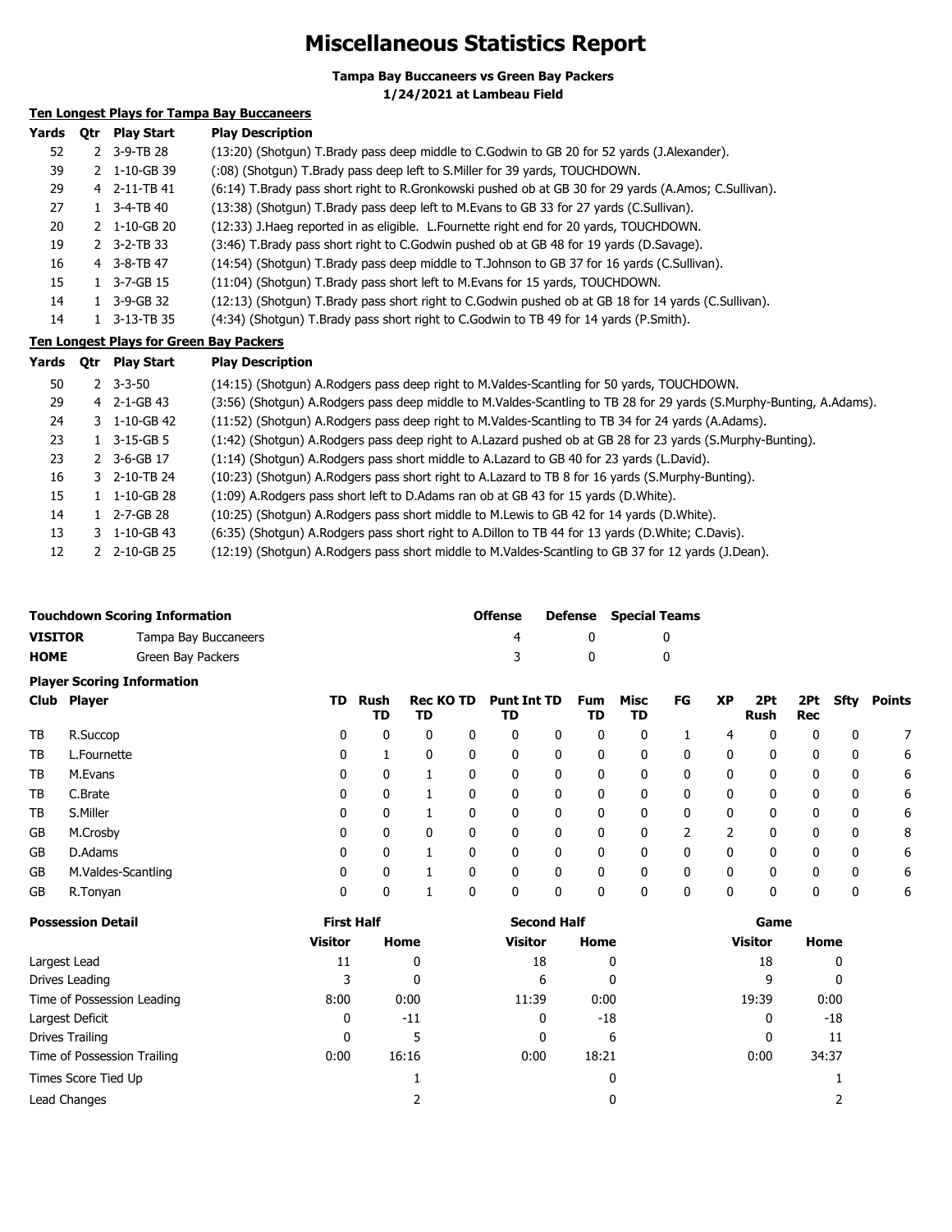# Miscellaneous Statistics Report

**Tampa Bay Buccaneers vs Green Bay Packers**
**1/24/2021 at Lambeau Field**

**Ten Longest Plays for Tampa Bay Buccaneers**

| Yards | Qtr | Play Start | Play Description |
|---|---|---|---|
| 52 | 2 | 3-9-TB 28 | (13:20) (Shotgun) T.Brady pass deep middle to C.Godwin to GB 20 for 52 yards (J.Alexander). |
| 39 | 2 | 1-10-GB 39 | (:08) (Shotgun) T.Brady pass deep left to S.Miller for 39 yards, TOUCHDOWN. |
| 29 | 4 | 2-11-TB 41 | (6:14) T.Brady pass short right to R.Gronkowski pushed ob at GB 30 for 29 yards (A.Amos; C.Sullivan). |
| 27 | 1 | 3-4-TB 40 | (13:38) (Shotgun) T.Brady pass deep left to M.Evans to GB 33 for 27 yards (C.Sullivan). |
| 20 | 2 | 1-10-GB 20 | (12:33) J.Haeg reported in as eligible. L.Fournette right end for 20 yards, TOUCHDOWN. |
| 19 | 2 | 3-2-TB 33 | (3:46) T.Brady pass short right to C.Godwin pushed ob at GB 48 for 19 yards (D.Savage). |
| 16 | 4 | 3-8-TB 47 | (14:54) (Shotgun) T.Brady pass deep middle to T.Johnson to GB 37 for 16 yards (C.Sullivan). |
| 15 | 1 | 3-7-GB 15 | (11:04) (Shotgun) T.Brady pass short left to M.Evans for 15 yards, TOUCHDOWN. |
| 14 | 1 | 3-9-GB 32 | (12:13) (Shotgun) T.Brady pass short right to C.Godwin pushed ob at GB 18 for 14 yards (C.Sullivan). |
| 14 | 1 | 3-13-TB 35 | (4:34) (Shotgun) T.Brady pass short right to C.Godwin to TB 49 for 14 yards (P.Smith). |

**Ten Longest Plays for Green Bay Packers**

| Yards | Qtr | Play Start | Play Description |
|---|---|---|---|
| 50 | 2 | 3-3-50 | (14:15) (Shotgun) A.Rodgers pass deep right to M.Valdes-Scantling for 50 yards, TOUCHDOWN. |
| 29 | 4 | 2-1-GB 43 | (3:56) (Shotgun) A.Rodgers pass deep middle to M.Valdes-Scantling to TB 28 for 29 yards (S.Murphy-Bunting, A.Adams). |
| 24 | 3 | 1-10-GB 42 | (11:52) (Shotgun) A.Rodgers pass deep right to M.Valdes-Scantling to TB 34 for 24 yards (A.Adams). |
| 23 | 1 | 3-15-GB 5 | (1:42) (Shotgun) A.Rodgers pass deep right to A.Lazard pushed ob at GB 28 for 23 yards (S.Murphy-Bunting). |
| 23 | 2 | 3-6-GB 17 | (1:14) (Shotgun) A.Rodgers pass short middle to A.Lazard to GB 40 for 23 yards (L.David). |
| 16 | 3 | 2-10-TB 24 | (10:23) (Shotgun) A.Rodgers pass short right to A.Lazard to TB 8 for 16 yards (S.Murphy-Bunting). |
| 15 | 1 | 1-10-GB 28 | (1:09) A.Rodgers pass short left to D.Adams ran ob at GB 43 for 15 yards (D.White). |
| 14 | 1 | 2-7-GB 28 | (10:25) (Shotgun) A.Rodgers pass short middle to M.Lewis to GB 42 for 14 yards (D.White). |
| 13 | 3 | 1-10-GB 43 | (6:35) (Shotgun) A.Rodgers pass short right to A.Dillon to TB 44 for 13 yards (D.White; C.Davis). |
| 12 | 2 | 2-10-GB 25 | (12:19) (Shotgun) A.Rodgers pass short middle to M.Valdes-Scantling to GB 37 for 12 yards (J.Dean). |

**Touchdown Scoring Information**

| | | Offense | Defense | Special Teams |
|---|---|---|---|---|
| **VISITOR** | Tampa Bay Buccaneers | 4 | 0 | 0 |
| **HOME** | Green Bay Packers | 3 | 0 | 0 |

**Player Scoring Information**

| Club | Player | TD | Rush TD | Rec TD | KO TD | Punt TD | Int TD | Fum TD | Misc TD | FG | XP | 2Pt Rush | 2Pt Rec | Sfty | Points |
|---|---|---|---|---|---|---|---|---|---|---|---|---|---|---|---|
| TB | R.Succop | 0 | 0 | 0 | 0 | 0 | 0 | 0 | 0 | 1 | 4 | 0 | 0 | 0 | 7 |
| TB | L.Fournette | 0 | 1 | 0 | 0 | 0 | 0 | 0 | 0 | 0 | 0 | 0 | 0 | 0 | 6 |
| TB | M.Evans | 0 | 0 | 1 | 0 | 0 | 0 | 0 | 0 | 0 | 0 | 0 | 0 | 0 | 6 |
| TB | C.Brate | 0 | 0 | 1 | 0 | 0 | 0 | 0 | 0 | 0 | 0 | 0 | 0 | 0 | 6 |
| TB | S.Miller | 0 | 0 | 1 | 0 | 0 | 0 | 0 | 0 | 0 | 0 | 0 | 0 | 0 | 6 |
| GB | M.Crosby | 0 | 0 | 0 | 0 | 0 | 0 | 0 | 0 | 2 | 2 | 0 | 0 | 0 | 8 |
| GB | D.Adams | 0 | 0 | 1 | 0 | 0 | 0 | 0 | 0 | 0 | 0 | 0 | 0 | 0 | 6 |
| GB | M.Valdes-Scantling | 0 | 0 | 1 | 0 | 0 | 0 | 0 | 0 | 0 | 0 | 0 | 0 | 0 | 6 |
| GB | R.Tonyan | 0 | 0 | 1 | 0 | 0 | 0 | 0 | 0 | 0 | 0 | 0 | 0 | 0 | 6 |

| Possession Detail | First Half | | Second Half | | Game | |
|---|---|---|---|---|---|---|
| | Visitor | Home | Visitor | Home | Visitor | Home |
| Largest Lead | 11 | 0 | 18 | 0 | 18 | 0 |
| Drives Leading | 3 | 0 | 6 | 0 | 9 | 0 |
| Time of Possession Leading | 8:00 | 0:00 | 11:39 | 0:00 | 19:39 | 0:00 |
| Largest Deficit | 0 | -11 | 0 | -18 | 0 | -18 |
| Drives Trailing | 0 | 5 | 0 | 6 | 0 | 11 |
| Time of Possession Trailing | 0:00 | 16:16 | 0:00 | 18:21 | 0:00 | 34:37 |
| Times Score Tied Up | | 1 | | 0 | | 1 |
| Lead Changes | | 2 | | 0 | | 2 |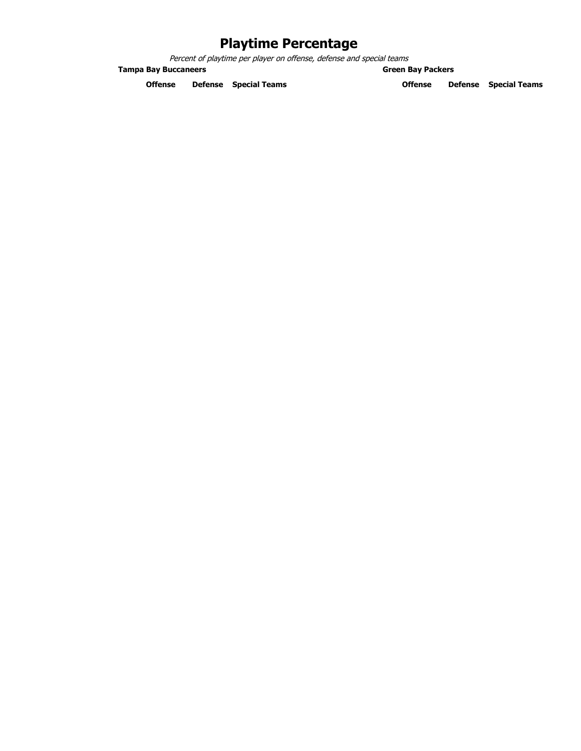# Playtime Percentage

*Percent of playtime per player on offense, defense and special teams*

| Tampa Bay Buccaneers | | | | Green Bay Packers | | | |
|---|---|---|---|---|---|---|---|
| | Offense | Defense | Special Teams | | Offense | Defense | Special Teams |